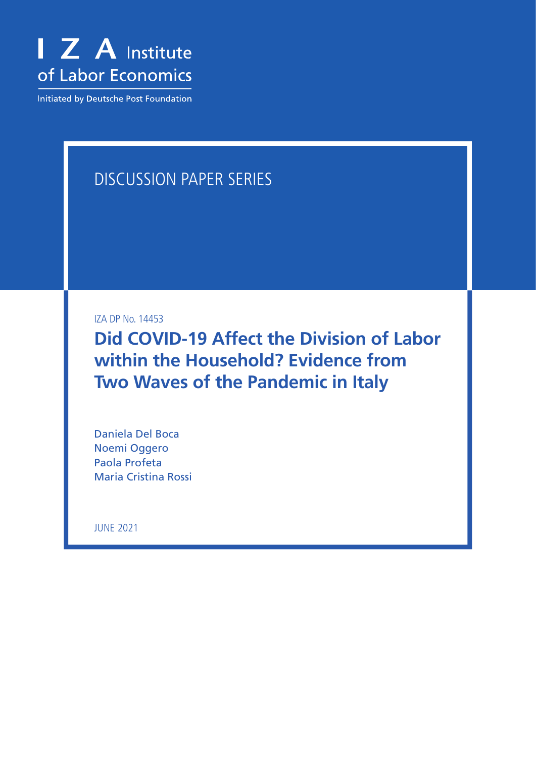I Z A Institute of Labor Economics

Initiated by Deutsche Post Foundation

DISCUSSION PAPER SERIES

IZA DP No. 14453

# Did COVID-19 Affect the Division of Labor within the Household? Evidence from Two Waves of the Pandemic in Italy

Daniela Del Boca
Noemi Oggero
Paola Profeta
Maria Cristina Rossi

JUNE 2021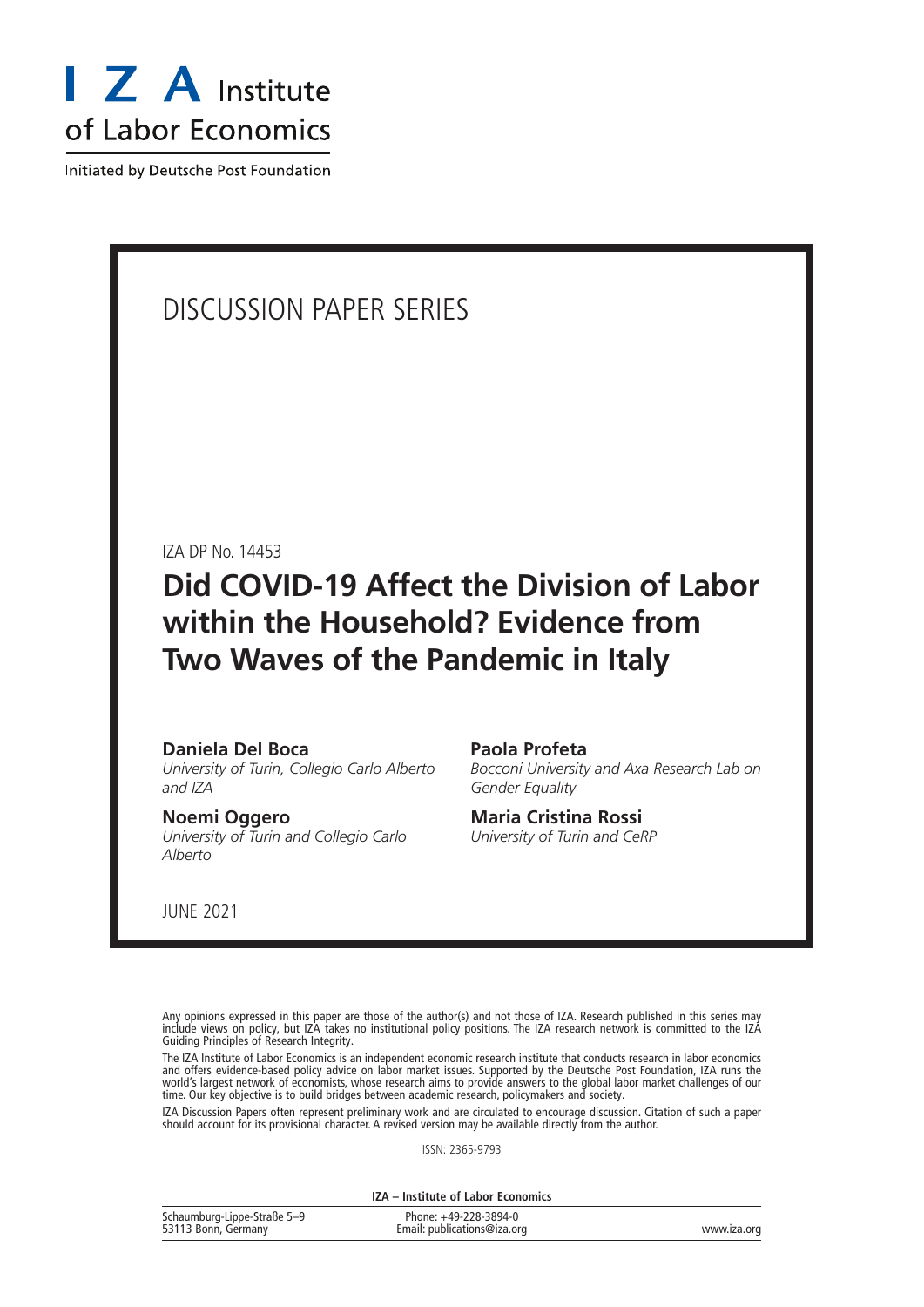# I Z A Institute of Labor Economics

Initiated by Deutsche Post Foundation

## DISCUSSION PAPER SERIES

IZA DP No. 14453

# Did COVID-19 Affect the Division of Labor within the Household? Evidence from Two Waves of the Pandemic in Italy

**Daniela Del Boca**
*University of Turin, Collegio Carlo Alberto and IZA*

**Noemi Oggero**
*University of Turin and Collegio Carlo Alberto*

**Paola Profeta**
*Bocconi University and Axa Research Lab on Gender Equality*

**Maria Cristina Rossi**
*University of Turin and CeRP*

JUNE 2021

Any opinions expressed in this paper are those of the author(s) and not those of IZA. Research published in this series may include views on policy, but IZA takes no institutional policy positions. The IZA research network is committed to the IZA Guiding Principles of Research Integrity.

The IZA Institute of Labor Economics is an independent economic research institute that conducts research in labor economics and offers evidence-based policy advice on labor market issues. Supported by the Deutsche Post Foundation, IZA runs the world's largest network of economists, whose research aims to provide answers to the global labor market challenges of our time. Our key objective is to build bridges between academic research, policymakers and society.

IZA Discussion Papers often represent preliminary work and are circulated to encourage discussion. Citation of such a paper should account for its provisional character. A revised version may be available directly from the author.

ISSN: 2365-9793

**IZA – Institute of Labor Economics**

Schaumburg-Lippe-Straße 5–9
53113 Bonn, Germany

Phone: +49-228-3894-0
Email: publications@iza.org

www.iza.org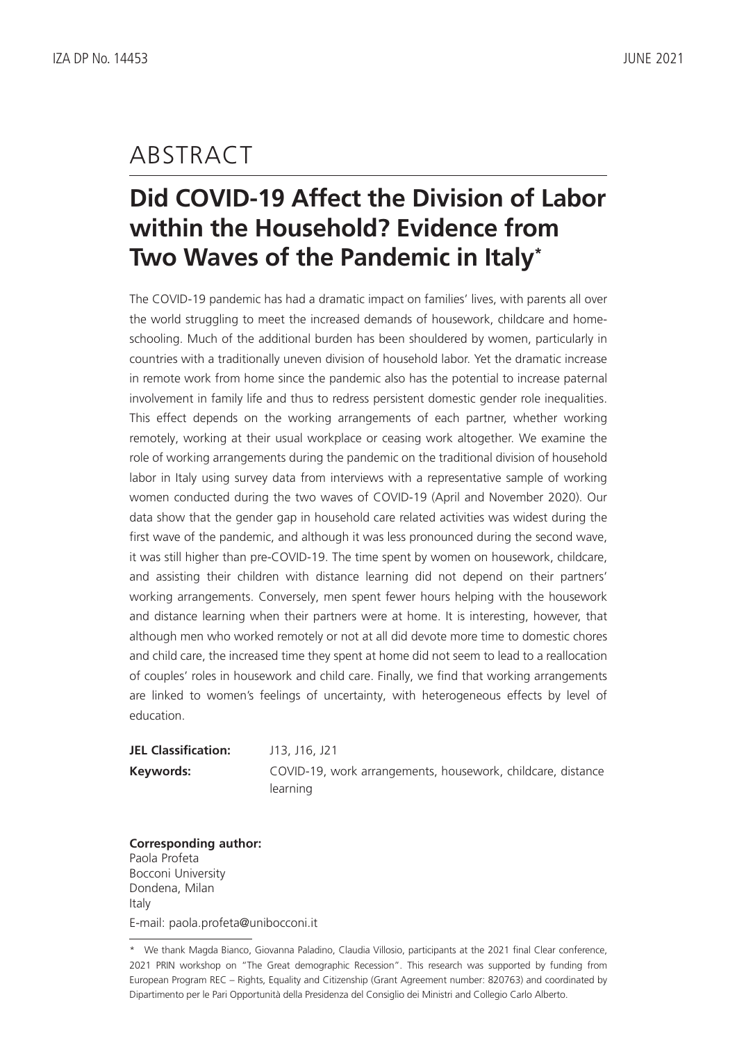# ABSTRACT

## Did COVID-19 Affect the Division of Labor within the Household? Evidence from Two Waves of the Pandemic in Italy*

The COVID-19 pandemic has had a dramatic impact on families' lives, with parents all over the world struggling to meet the increased demands of housework, childcare and home-schooling. Much of the additional burden has been shouldered by women, particularly in countries with a traditionally uneven division of household labor. Yet the dramatic increase in remote work from home since the pandemic also has the potential to increase paternal involvement in family life and thus to redress persistent domestic gender role inequalities. This effect depends on the working arrangements of each partner, whether working remotely, working at their usual workplace or ceasing work altogether. We examine the role of working arrangements during the pandemic on the traditional division of household labor in Italy using survey data from interviews with a representative sample of working women conducted during the two waves of COVID-19 (April and November 2020). Our data show that the gender gap in household care related activities was widest during the first wave of the pandemic, and although it was less pronounced during the second wave, it was still higher than pre-COVID-19. The time spent by women on housework, childcare, and assisting their children with distance learning did not depend on their partners' working arrangements. Conversely, men spent fewer hours helping with the housework and distance learning when their partners were at home. It is interesting, however, that although men who worked remotely or not at all did devote more time to domestic chores and child care, the increased time they spent at home did not seem to lead to a reallocation of couples' roles in housework and child care. Finally, we find that working arrangements are linked to women's feelings of uncertainty, with heterogeneous effects by level of education.

**JEL Classification:** J13, J16, J21

**Keywords:** COVID-19, work arrangements, housework, childcare, distance learning

**Corresponding author:**
Paola Profeta
Bocconi University
Dondena, Milan
Italy
E-mail: paola.profeta@unibocconi.it

* We thank Magda Bianco, Giovanna Paladino, Claudia Villosio, participants at the 2021 final Clear conference, 2021 PRIN workshop on "The Great demographic Recession". This research was supported by funding from European Program REC – Rights, Equality and Citizenship (Grant Agreement number: 820763) and coordinated by Dipartimento per le Pari Opportunità della Presidenza del Consiglio dei Ministri and Collegio Carlo Alberto.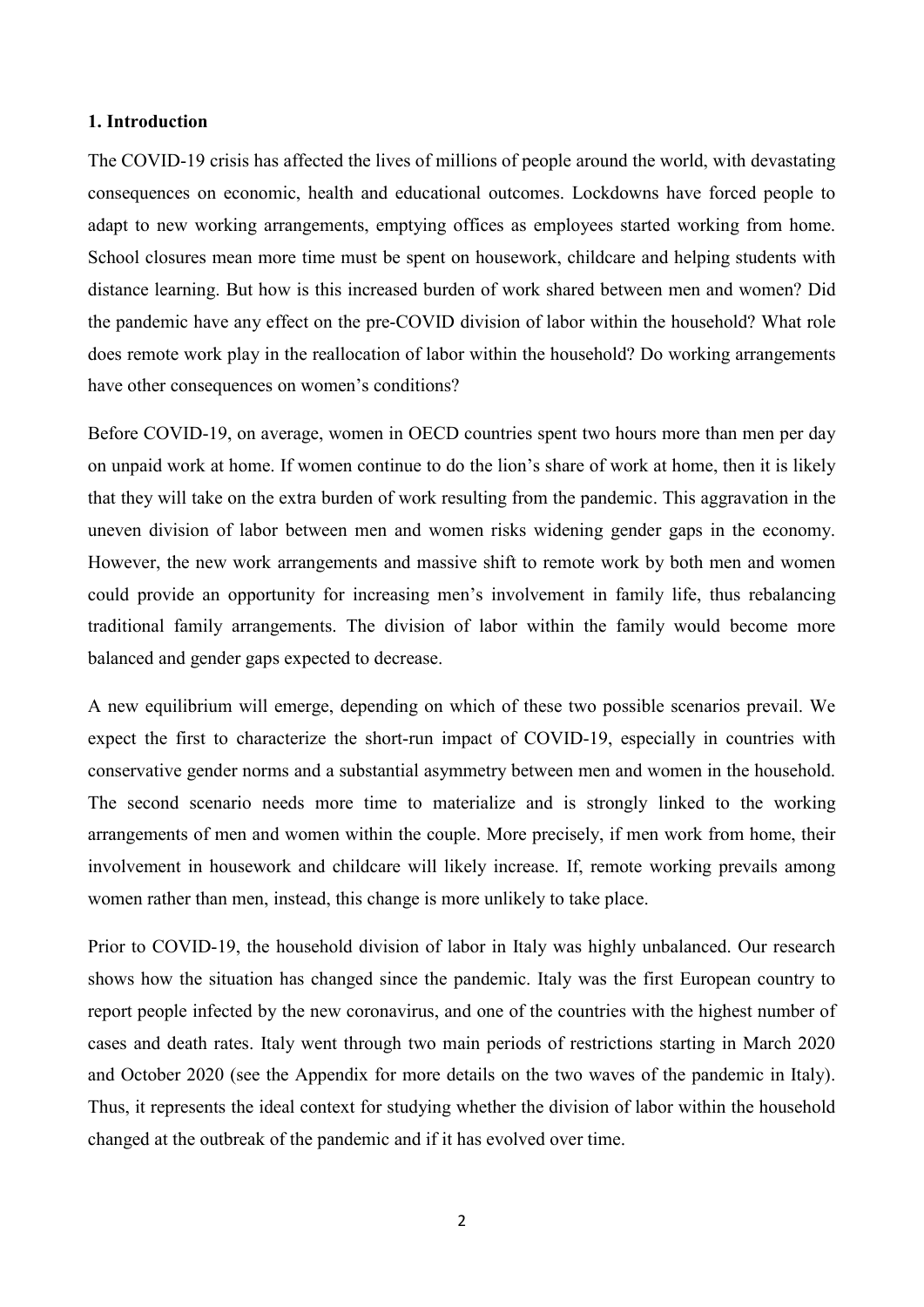### 1. Introduction

The COVID-19 crisis has affected the lives of millions of people around the world, with devastating consequences on economic, health and educational outcomes. Lockdowns have forced people to adapt to new working arrangements, emptying offices as employees started working from home. School closures mean more time must be spent on housework, childcare and helping students with distance learning. But how is this increased burden of work shared between men and women? Did the pandemic have any effect on the pre-COVID division of labor within the household? What role does remote work play in the reallocation of labor within the household? Do working arrangements have other consequences on women's conditions?

Before COVID-19, on average, women in OECD countries spent two hours more than men per day on unpaid work at home. If women continue to do the lion's share of work at home, then it is likely that they will take on the extra burden of work resulting from the pandemic. This aggravation in the uneven division of labor between men and women risks widening gender gaps in the economy. However, the new work arrangements and massive shift to remote work by both men and women could provide an opportunity for increasing men's involvement in family life, thus rebalancing traditional family arrangements. The division of labor within the family would become more balanced and gender gaps expected to decrease.

A new equilibrium will emerge, depending on which of these two possible scenarios prevail. We expect the first to characterize the short-run impact of COVID-19, especially in countries with conservative gender norms and a substantial asymmetry between men and women in the household. The second scenario needs more time to materialize and is strongly linked to the working arrangements of men and women within the couple. More precisely, if men work from home, their involvement in housework and childcare will likely increase. If, remote working prevails among women rather than men, instead, this change is more unlikely to take place.

Prior to COVID-19, the household division of labor in Italy was highly unbalanced. Our research shows how the situation has changed since the pandemic. Italy was the first European country to report people infected by the new coronavirus, and one of the countries with the highest number of cases and death rates. Italy went through two main periods of restrictions starting in March 2020 and October 2020 (see the Appendix for more details on the two waves of the pandemic in Italy). Thus, it represents the ideal context for studying whether the division of labor within the household changed at the outbreak of the pandemic and if it has evolved over time.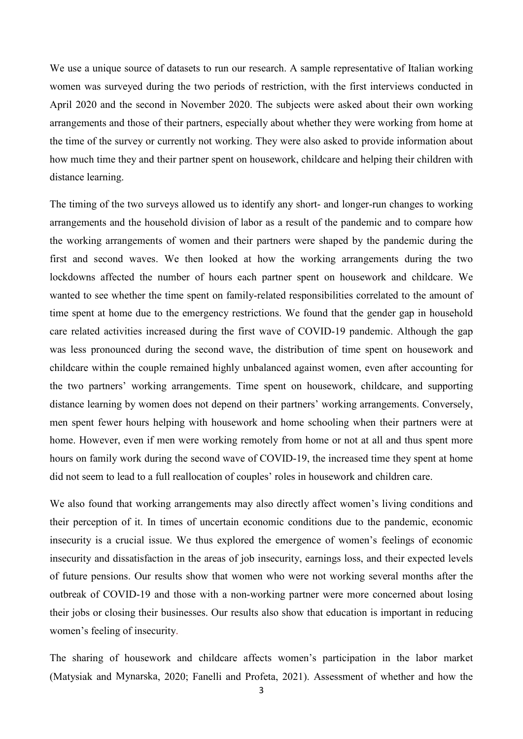We use a unique source of datasets to run our research. A sample representative of Italian working women was surveyed during the two periods of restriction, with the first interviews conducted in April 2020 and the second in November 2020. The subjects were asked about their own working arrangements and those of their partners, especially about whether they were working from home at the time of the survey or currently not working. They were also asked to provide information about how much time they and their partner spent on housework, childcare and helping their children with distance learning.

The timing of the two surveys allowed us to identify any short- and longer-run changes to working arrangements and the household division of labor as a result of the pandemic and to compare how the working arrangements of women and their partners were shaped by the pandemic during the first and second waves. We then looked at how the working arrangements during the two lockdowns affected the number of hours each partner spent on housework and childcare. We wanted to see whether the time spent on family-related responsibilities correlated to the amount of time spent at home due to the emergency restrictions. We found that the gender gap in household care related activities increased during the first wave of COVID-19 pandemic. Although the gap was less pronounced during the second wave, the distribution of time spent on housework and childcare within the couple remained highly unbalanced against women, even after accounting for the two partners' working arrangements. Time spent on housework, childcare, and supporting distance learning by women does not depend on their partners' working arrangements. Conversely, men spent fewer hours helping with housework and home schooling when their partners were at home. However, even if men were working remotely from home or not at all and thus spent more hours on family work during the second wave of COVID-19, the increased time they spent at home did not seem to lead to a full reallocation of couples' roles in housework and children care.

We also found that working arrangements may also directly affect women's living conditions and their perception of it. In times of uncertain economic conditions due to the pandemic, economic insecurity is a crucial issue. We thus explored the emergence of women's feelings of economic insecurity and dissatisfaction in the areas of job insecurity, earnings loss, and their expected levels of future pensions. Our results show that women who were not working several months after the outbreak of COVID-19 and those with a non-working partner were more concerned about losing their jobs or closing their businesses. Our results also show that education is important in reducing women's feeling of insecurity.

The sharing of housework and childcare affects women's participation in the labor market (Matysiak and Mynarska, 2020; Fanelli and Profeta, 2021). Assessment of whether and how the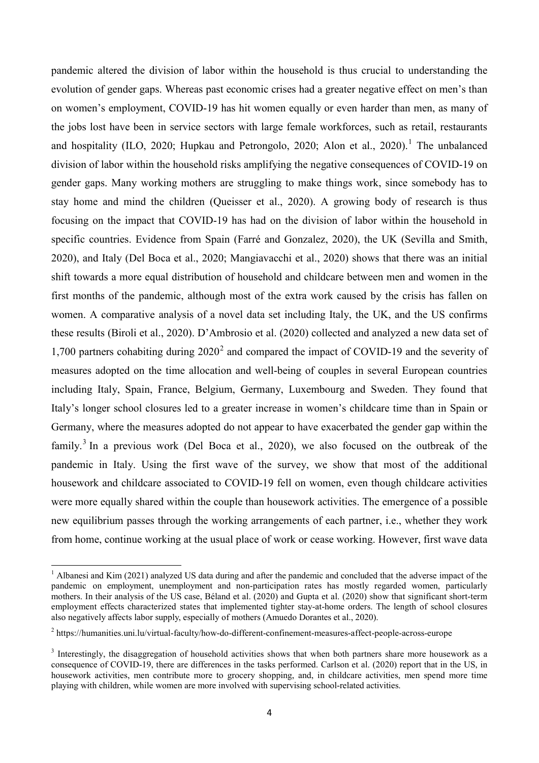pandemic altered the division of labor within the household is thus crucial to understanding the evolution of gender gaps. Whereas past economic crises had a greater negative effect on men's than on women's employment, COVID-19 has hit women equally or even harder than men, as many of the jobs lost have been in service sectors with large female workforces, such as retail, restaurants and hospitality (ILO, 2020; Hupkau and Petrongolo, 2020; Alon et al., 2020).[1] The unbalanced division of labor within the household risks amplifying the negative consequences of COVID-19 on gender gaps. Many working mothers are struggling to make things work, since somebody has to stay home and mind the children (Queisser et al., 2020). A growing body of research is thus focusing on the impact that COVID-19 has had on the division of labor within the household in specific countries. Evidence from Spain (Farré and Gonzalez, 2020), the UK (Sevilla and Smith, 2020), and Italy (Del Boca et al., 2020; Mangiavacchi et al., 2020) shows that there was an initial shift towards a more equal distribution of household and childcare between men and women in the first months of the pandemic, although most of the extra work caused by the crisis has fallen on women. A comparative analysis of a novel data set including Italy, the UK, and the US confirms these results (Biroli et al., 2020). D'Ambrosio et al. (2020) collected and analyzed a new data set of 1,700 partners cohabiting during 2020[2] and compared the impact of COVID-19 and the severity of measures adopted on the time allocation and well-being of couples in several European countries including Italy, Spain, France, Belgium, Germany, Luxembourg and Sweden. They found that Italy's longer school closures led to a greater increase in women's childcare time than in Spain or Germany, where the measures adopted do not appear to have exacerbated the gender gap within the family.[3] In a previous work (Del Boca et al., 2020), we also focused on the outbreak of the pandemic in Italy. Using the first wave of the survey, we show that most of the additional housework and childcare associated to COVID-19 fell on women, even though childcare activities were more equally shared within the couple than housework activities. The emergence of a possible new equilibrium passes through the working arrangements of each partner, i.e., whether they work from home, continue working at the usual place of work or cease working. However, first wave data

[1] Albanesi and Kim (2021) analyzed US data during and after the pandemic and concluded that the adverse impact of the pandemic on employment, unemployment and non-participation rates has mostly regarded women, particularly mothers. In their analysis of the US case, Béland et al. (2020) and Gupta et al. (2020) show that significant short-term employment effects characterized states that implemented tighter stay-at-home orders. The length of school closures also negatively affects labor supply, especially of mothers (Amuedo Dorantes et al., 2020).

[2] https://humanities.uni.lu/virtual-faculty/how-do-different-confinement-measures-affect-people-across-europe

[3] Interestingly, the disaggregation of household activities shows that when both partners share more housework as a consequence of COVID-19, there are differences in the tasks performed. Carlson et al. (2020) report that in the US, in housework activities, men contribute more to grocery shopping, and, in childcare activities, men spend more time playing with children, while women are more involved with supervising school-related activities.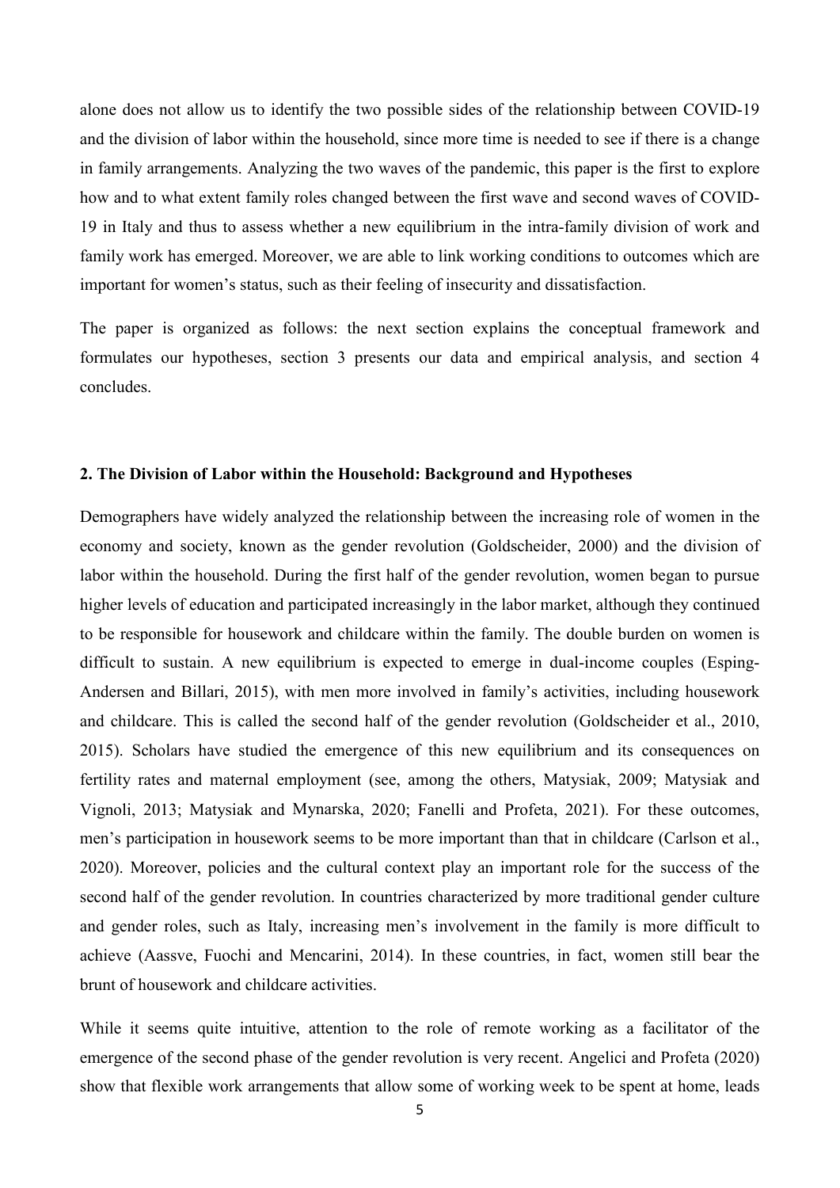alone does not allow us to identify the two possible sides of the relationship between COVID-19 and the division of labor within the household, since more time is needed to see if there is a change in family arrangements. Analyzing the two waves of the pandemic, this paper is the first to explore how and to what extent family roles changed between the first wave and second waves of COVID-19 in Italy and thus to assess whether a new equilibrium in the intra-family division of work and family work has emerged. Moreover, we are able to link working conditions to outcomes which are important for women's status, such as their feeling of insecurity and dissatisfaction.

The paper is organized as follows: the next section explains the conceptual framework and formulates our hypotheses, section 3 presents our data and empirical analysis, and section 4 concludes.

## 2. The Division of Labor within the Household: Background and Hypotheses

Demographers have widely analyzed the relationship between the increasing role of women in the economy and society, known as the gender revolution (Goldscheider, 2000) and the division of labor within the household. During the first half of the gender revolution, women began to pursue higher levels of education and participated increasingly in the labor market, although they continued to be responsible for housework and childcare within the family. The double burden on women is difficult to sustain. A new equilibrium is expected to emerge in dual-income couples (Esping-Andersen and Billari, 2015), with men more involved in family's activities, including housework and childcare. This is called the second half of the gender revolution (Goldscheider et al., 2010, 2015). Scholars have studied the emergence of this new equilibrium and its consequences on fertility rates and maternal employment (see, among the others, Matysiak, 2009; Matysiak and Vignoli, 2013; Matysiak and Mynarska, 2020; Fanelli and Profeta, 2021). For these outcomes, men's participation in housework seems to be more important than that in childcare (Carlson et al., 2020). Moreover, policies and the cultural context play an important role for the success of the second half of the gender revolution. In countries characterized by more traditional gender culture and gender roles, such as Italy, increasing men's involvement in the family is more difficult to achieve (Aassve, Fuochi and Mencarini, 2014). In these countries, in fact, women still bear the brunt of housework and childcare activities.

While it seems quite intuitive, attention to the role of remote working as a facilitator of the emergence of the second phase of the gender revolution is very recent. Angelici and Profeta (2020) show that flexible work arrangements that allow some of working week to be spent at home, leads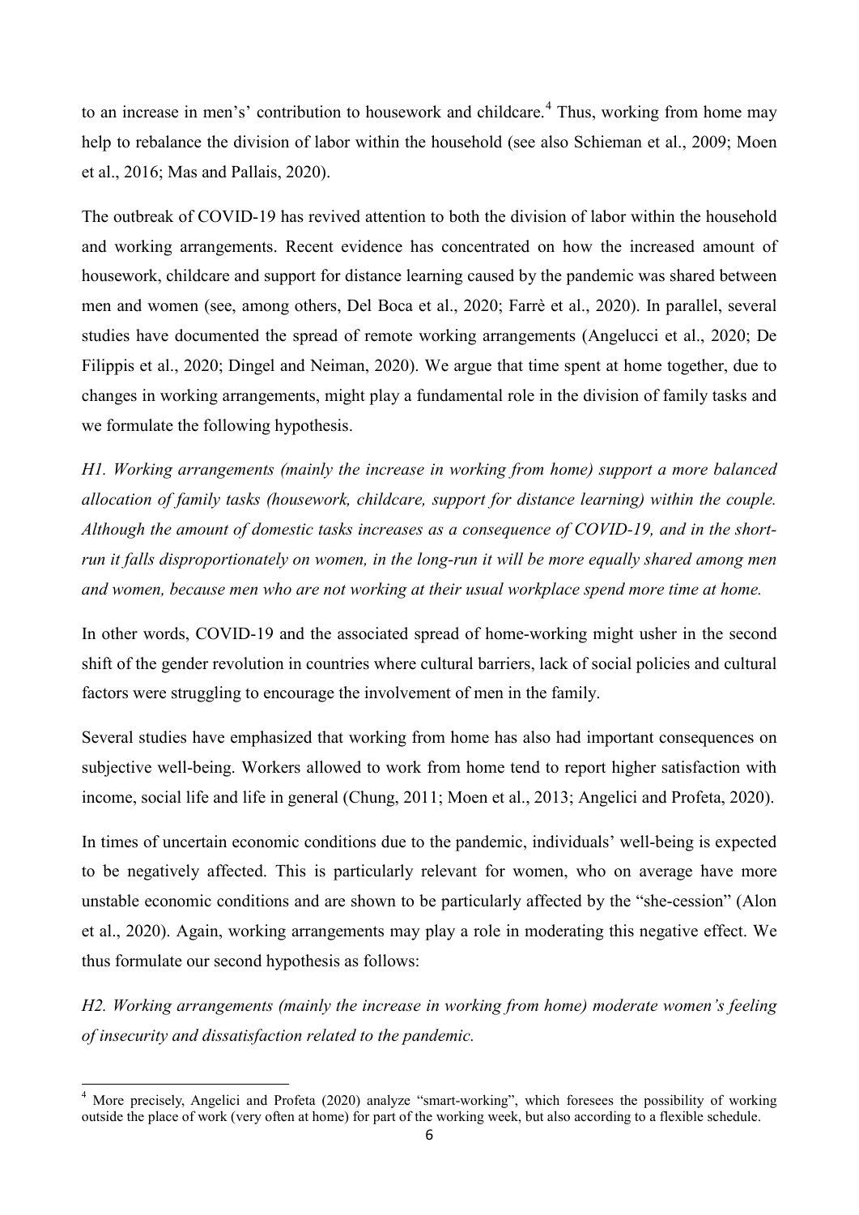to an increase in men's' contribution to housework and childcare.[4] Thus, working from home may help to rebalance the division of labor within the household (see also Schieman et al., 2009; Moen et al., 2016; Mas and Pallais, 2020).

The outbreak of COVID-19 has revived attention to both the division of labor within the household and working arrangements. Recent evidence has concentrated on how the increased amount of housework, childcare and support for distance learning caused by the pandemic was shared between men and women (see, among others, Del Boca et al., 2020; Farrè et al., 2020). In parallel, several studies have documented the spread of remote working arrangements (Angelucci et al., 2020; De Filippis et al., 2020; Dingel and Neiman, 2020). We argue that time spent at home together, due to changes in working arrangements, might play a fundamental role in the division of family tasks and we formulate the following hypothesis.

*H1. Working arrangements (mainly the increase in working from home) support a more balanced allocation of family tasks (housework, childcare, support for distance learning) within the couple. Although the amount of domestic tasks increases as a consequence of COVID-19, and in the short-run it falls disproportionately on women, in the long-run it will be more equally shared among men and women, because men who are not working at their usual workplace spend more time at home.*

In other words, COVID-19 and the associated spread of home-working might usher in the second shift of the gender revolution in countries where cultural barriers, lack of social policies and cultural factors were struggling to encourage the involvement of men in the family.

Several studies have emphasized that working from home has also had important consequences on subjective well-being. Workers allowed to work from home tend to report higher satisfaction with income, social life and life in general (Chung, 2011; Moen et al., 2013; Angelici and Profeta, 2020).

In times of uncertain economic conditions due to the pandemic, individuals' well-being is expected to be negatively affected. This is particularly relevant for women, who on average have more unstable economic conditions and are shown to be particularly affected by the "she-cession" (Alon et al., 2020). Again, working arrangements may play a role in moderating this negative effect. We thus formulate our second hypothesis as follows:

*H2. Working arrangements (mainly the increase in working from home) moderate women's feeling of insecurity and dissatisfaction related to the pandemic.*

---

[4] More precisely, Angelici and Profeta (2020) analyze "smart-working", which foresees the possibility of working outside the place of work (very often at home) for part of the working week, but also according to a flexible schedule.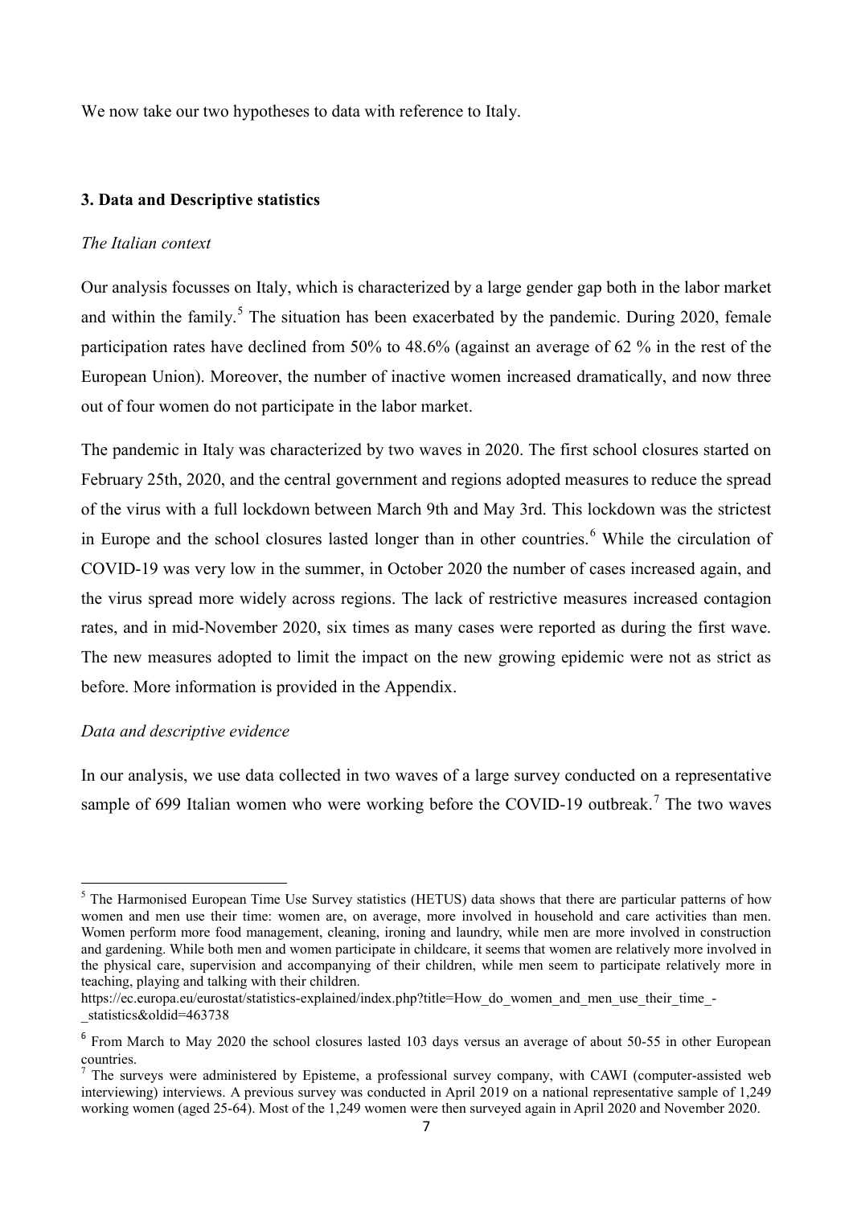We now take our two hypotheses to data with reference to Italy.

### 3. Data and Descriptive statistics

*The Italian context*

Our analysis focusses on Italy, which is characterized by a large gender gap both in the labor market and within the family.[5] The situation has been exacerbated by the pandemic. During 2020, female participation rates have declined from 50% to 48.6% (against an average of 62 % in the rest of the European Union). Moreover, the number of inactive women increased dramatically, and now three out of four women do not participate in the labor market.

The pandemic in Italy was characterized by two waves in 2020. The first school closures started on February 25th, 2020, and the central government and regions adopted measures to reduce the spread of the virus with a full lockdown between March 9th and May 3rd. This lockdown was the strictest in Europe and the school closures lasted longer than in other countries.[6] While the circulation of COVID-19 was very low in the summer, in October 2020 the number of cases increased again, and the virus spread more widely across regions. The lack of restrictive measures increased contagion rates, and in mid-November 2020, six times as many cases were reported as during the first wave. The new measures adopted to limit the impact on the new growing epidemic were not as strict as before. More information is provided in the Appendix.

*Data and descriptive evidence*

In our analysis, we use data collected in two waves of a large survey conducted on a representative sample of 699 Italian women who were working before the COVID-19 outbreak.[7] The two waves

---

[5] The Harmonised European Time Use Survey statistics (HETUS) data shows that there are particular patterns of how women and men use their time: women are, on average, more involved in household and care activities than men. Women perform more food management, cleaning, ironing and laundry, while men are more involved in construction and gardening. While both men and women participate in childcare, it seems that women are relatively more involved in the physical care, supervision and accompanying of their children, while men seem to participate relatively more in teaching, playing and talking with their children.
https://ec.europa.eu/eurostat/statistics-explained/index.php?title=How_do_women_and_men_use_their_time_-_statistics&oldid=463738

[6] From March to May 2020 the school closures lasted 103 days versus an average of about 50-55 in other European countries.

[7] The surveys were administered by Episteme, a professional survey company, with CAWI (computer-assisted web interviewing) interviews. A previous survey was conducted in April 2019 on a national representative sample of 1,249 working women (aged 25-64). Most of the 1,249 women were then surveyed again in April 2020 and November 2020.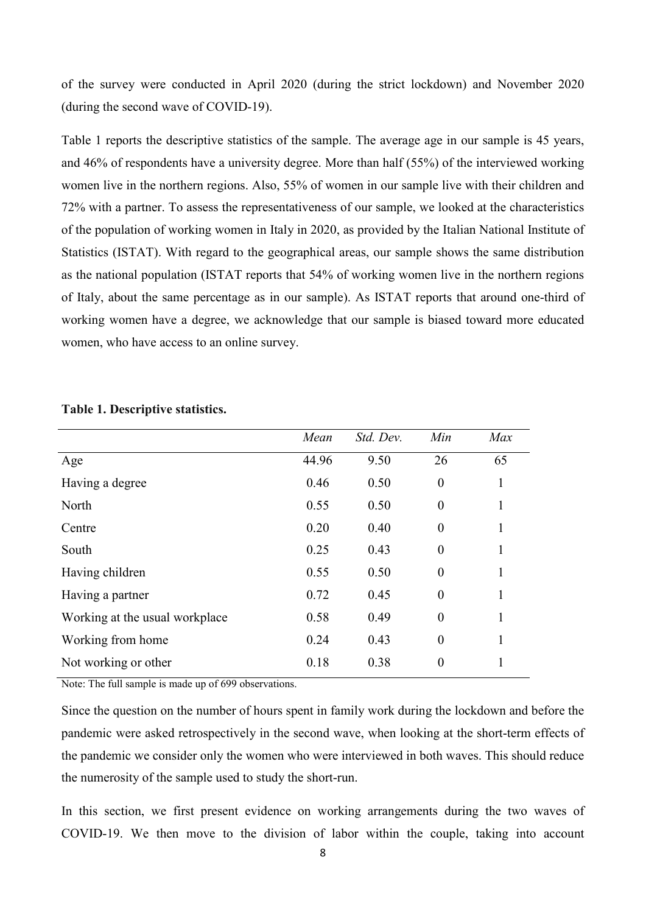of the survey were conducted in April 2020 (during the strict lockdown) and November 2020 (during the second wave of COVID-19).

Table 1 reports the descriptive statistics of the sample. The average age in our sample is 45 years, and 46% of respondents have a university degree. More than half (55%) of the interviewed working women live in the northern regions. Also, 55% of women in our sample live with their children and 72% with a partner. To assess the representativeness of our sample, we looked at the characteristics of the population of working women in Italy in 2020, as provided by the Italian National Institute of Statistics (ISTAT). With regard to the geographical areas, our sample shows the same distribution as the national population (ISTAT reports that 54% of working women live in the northern regions of Italy, about the same percentage as in our sample). As ISTAT reports that around one-third of working women have a degree, we acknowledge that our sample is biased toward more educated women, who have access to an online survey.

**Table 1. Descriptive statistics.**

| | *Mean* | *Std. Dev.* | *Min* | *Max* |
|---|---|---|---|---|
| Age | 44.96 | 9.50 | 26 | 65 |
| Having a degree | 0.46 | 0.50 | 0 | 1 |
| North | 0.55 | 0.50 | 0 | 1 |
| Centre | 0.20 | 0.40 | 0 | 1 |
| South | 0.25 | 0.43 | 0 | 1 |
| Having children | 0.55 | 0.50 | 0 | 1 |
| Having a partner | 0.72 | 0.45 | 0 | 1 |
| Working at the usual workplace | 0.58 | 0.49 | 0 | 1 |
| Working from home | 0.24 | 0.43 | 0 | 1 |
| Not working or other | 0.18 | 0.38 | 0 | 1 |

Note: The full sample is made up of 699 observations.

Since the question on the number of hours spent in family work during the lockdown and before the pandemic were asked retrospectively in the second wave, when looking at the short-term effects of the pandemic we consider only the women who were interviewed in both waves. This should reduce the numerosity of the sample used to study the short-run.

In this section, we first present evidence on working arrangements during the two waves of COVID-19. We then move to the division of labor within the couple, taking into account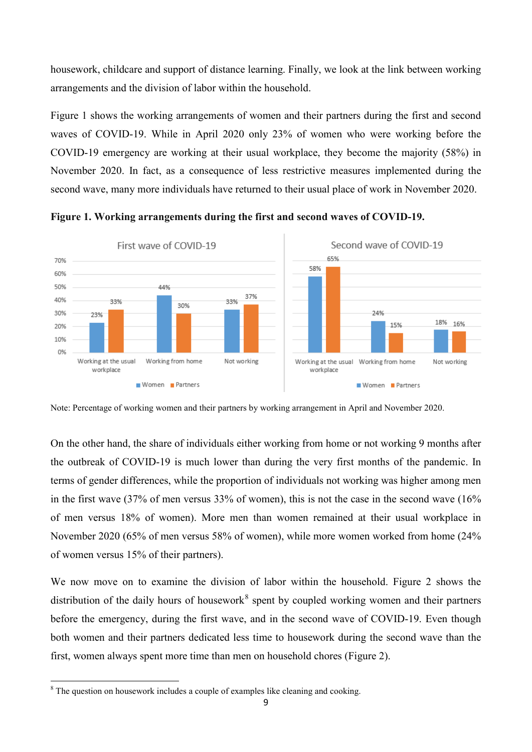housework, childcare and support of distance learning. Finally, we look at the link between working arrangements and the division of labor within the household.

Figure 1 shows the working arrangements of women and their partners during the first and second waves of COVID-19. While in April 2020 only 23% of women who were working before the COVID-19 emergency are working at their usual workplace, they become the majority (58%) in November 2020. In fact, as a consequence of less restrictive measures implemented during the second wave, many more individuals have returned to their usual place of work in November 2020.

**Figure 1. Working arrangements during the first and second waves of COVID-19.**

Note: Percentage of working women and their partners by working arrangement in April and November 2020.

On the other hand, the share of individuals either working from home or not working 9 months after the outbreak of COVID-19 is much lower than during the very first months of the pandemic. In terms of gender differences, while the proportion of individuals not working was higher among men in the first wave (37% of men versus 33% of women), this is not the case in the second wave (16% of men versus 18% of women). More men than women remained at their usual workplace in November 2020 (65% of men versus 58% of women), while more women worked from home (24% of women versus 15% of their partners).

We now move on to examine the division of labor within the household. Figure 2 shows the distribution of the daily hours of housework[8] spent by coupled working women and their partners before the emergency, during the first wave, and in the second wave of COVID-19. Even though both women and their partners dedicated less time to housework during the second wave than the first, women always spent more time than men on household chores (Figure 2).

[8] The question on housework includes a couple of examples like cleaning and cooking.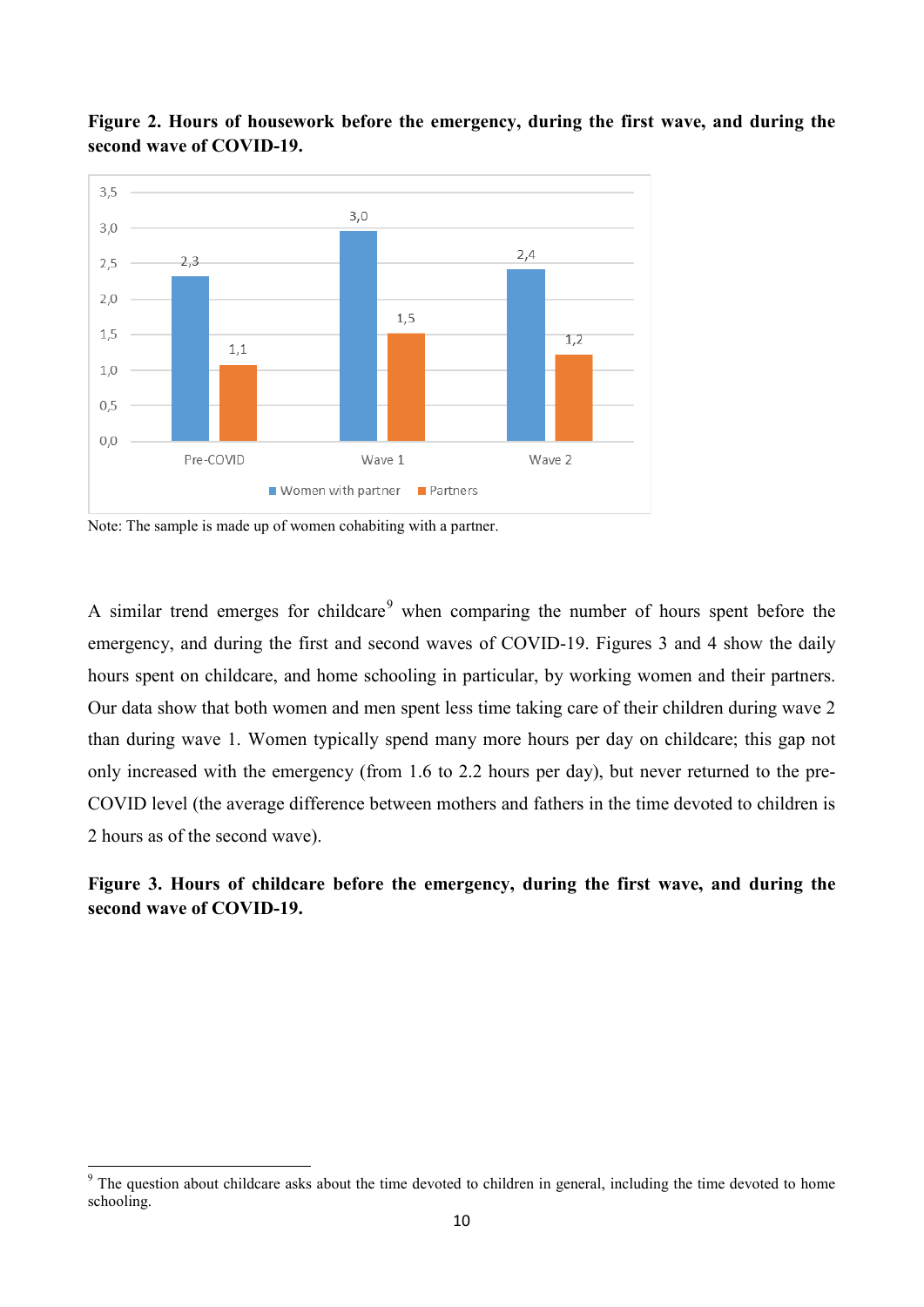**Figure 2. Hours of housework before the emergency, during the first wave, and during the second wave of COVID-19.**

| | Women with partner | Partners |
|---|---|---|
| Pre-COVID | 2,3 | 1,1 |
| Wave 1 | 3,0 | 1,5 |
| Wave 2 | 2,4 | 1,2 |

Note: The sample is made up of women cohabiting with a partner.

A similar trend emerges for childcare[9] when comparing the number of hours spent before the emergency, and during the first and second waves of COVID-19. Figures 3 and 4 show the daily hours spent on childcare, and home schooling in particular, by working women and their partners. Our data show that both women and men spent less time taking care of their children during wave 2 than during wave 1. Women typically spend many more hours per day on childcare; this gap not only increased with the emergency (from 1.6 to 2.2 hours per day), but never returned to the pre-COVID level (the average difference between mothers and fathers in the time devoted to children is 2 hours as of the second wave).

**Figure 3. Hours of childcare before the emergency, during the first wave, and during the second wave of COVID-19.**

[9] The question about childcare asks about the time devoted to children in general, including the time devoted to home schooling.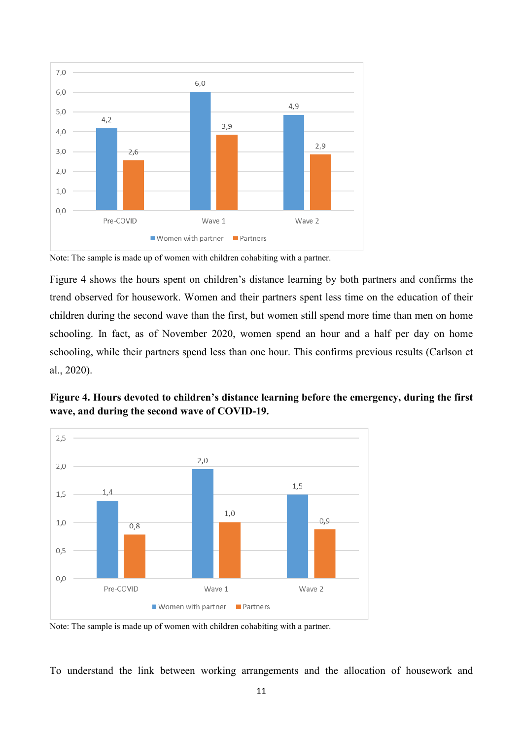Note: The sample is made up of women with children cohabiting with a partner.

Figure 4 shows the hours spent on children's distance learning by both partners and confirms the trend observed for housework. Women and their partners spent less time on the education of their children during the second wave than the first, but women still spend more time than men on home schooling. In fact, as of November 2020, women spend an hour and a half per day on home schooling, while their partners spend less than one hour. This confirms previous results (Carlson et al., 2020).

**Figure 4. Hours devoted to children's distance learning before the emergency, during the first wave, and during the second wave of COVID-19.**

Note: The sample is made up of women with children cohabiting with a partner.

To understand the link between working arrangements and the allocation of housework and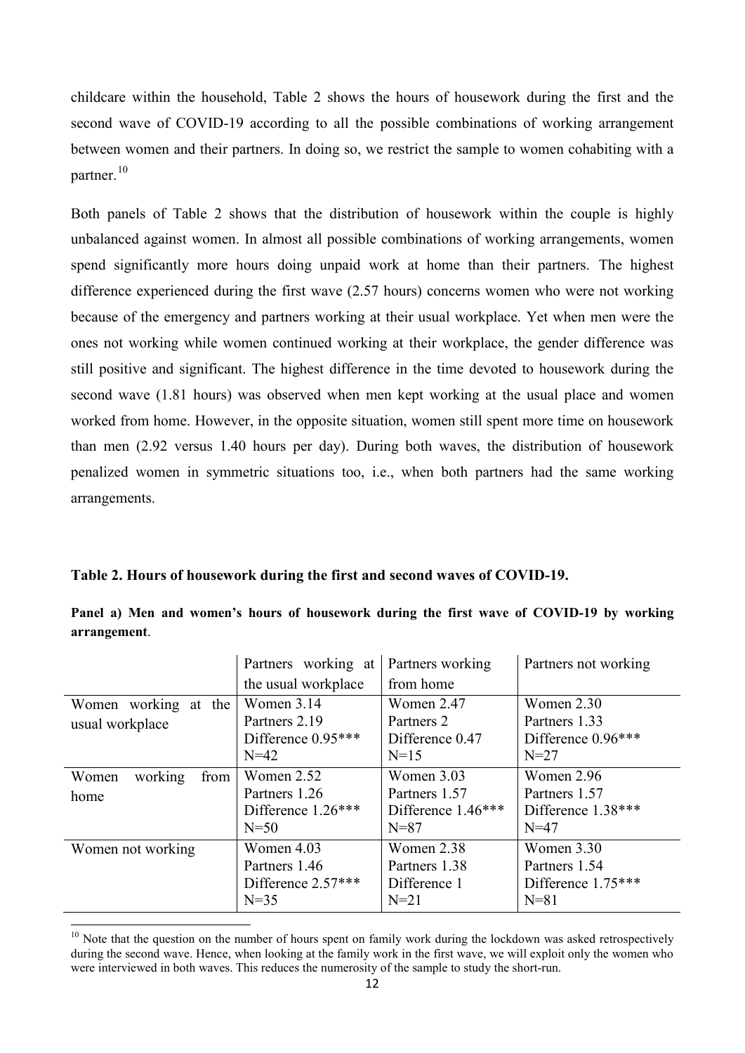childcare within the household, Table 2 shows the hours of housework during the first and the second wave of COVID-19 according to all the possible combinations of working arrangement between women and their partners. In doing so, we restrict the sample to women cohabiting with a partner.[10]

Both panels of Table 2 shows that the distribution of housework within the couple is highly unbalanced against women. In almost all possible combinations of working arrangements, women spend significantly more hours doing unpaid work at home than their partners. The highest difference experienced during the first wave (2.57 hours) concerns women who were not working because of the emergency and partners working at their usual workplace. Yet when men were the ones not working while women continued working at their workplace, the gender difference was still positive and significant. The highest difference in the time devoted to housework during the second wave (1.81 hours) was observed when men kept working at the usual place and women worked from home. However, in the opposite situation, women still spent more time on housework than men (2.92 versus 1.40 hours per day). During both waves, the distribution of housework penalized women in symmetric situations too, i.e., when both partners had the same working arrangements.

**Table 2. Hours of housework during the first and second waves of COVID-19.**

**Panel a) Men and women's hours of housework during the first wave of COVID-19 by working arrangement**.

| | Partners working at the usual workplace | Partners working from home | Partners not working |
|---|---|---|---|
| Women working at the usual workplace | Women 3.14<br>Partners 2.19<br>Difference 0.95***<br>N=42 | Women 2.47<br>Partners 2<br>Difference 0.47<br>N=15 | Women 2.30<br>Partners 1.33<br>Difference 0.96***<br>N=27 |
| Women working from home | Women 2.52<br>Partners 1.26<br>Difference 1.26***<br>N=50 | Women 3.03<br>Partners 1.57<br>Difference 1.46***<br>N=87 | Women 2.96<br>Partners 1.57<br>Difference 1.38***<br>N=47 |
| Women not working | Women 4.03<br>Partners 1.46<br>Difference 2.57***<br>N=35 | Women 2.38<br>Partners 1.38<br>Difference 1<br>N=21 | Women 3.30<br>Partners 1.54<br>Difference 1.75***<br>N=81 |

[10] Note that the question on the number of hours spent on family work during the lockdown was asked retrospectively during the second wave. Hence, when looking at the family work in the first wave, we will exploit only the women who were interviewed in both waves. This reduces the numerosity of the sample to study the short-run.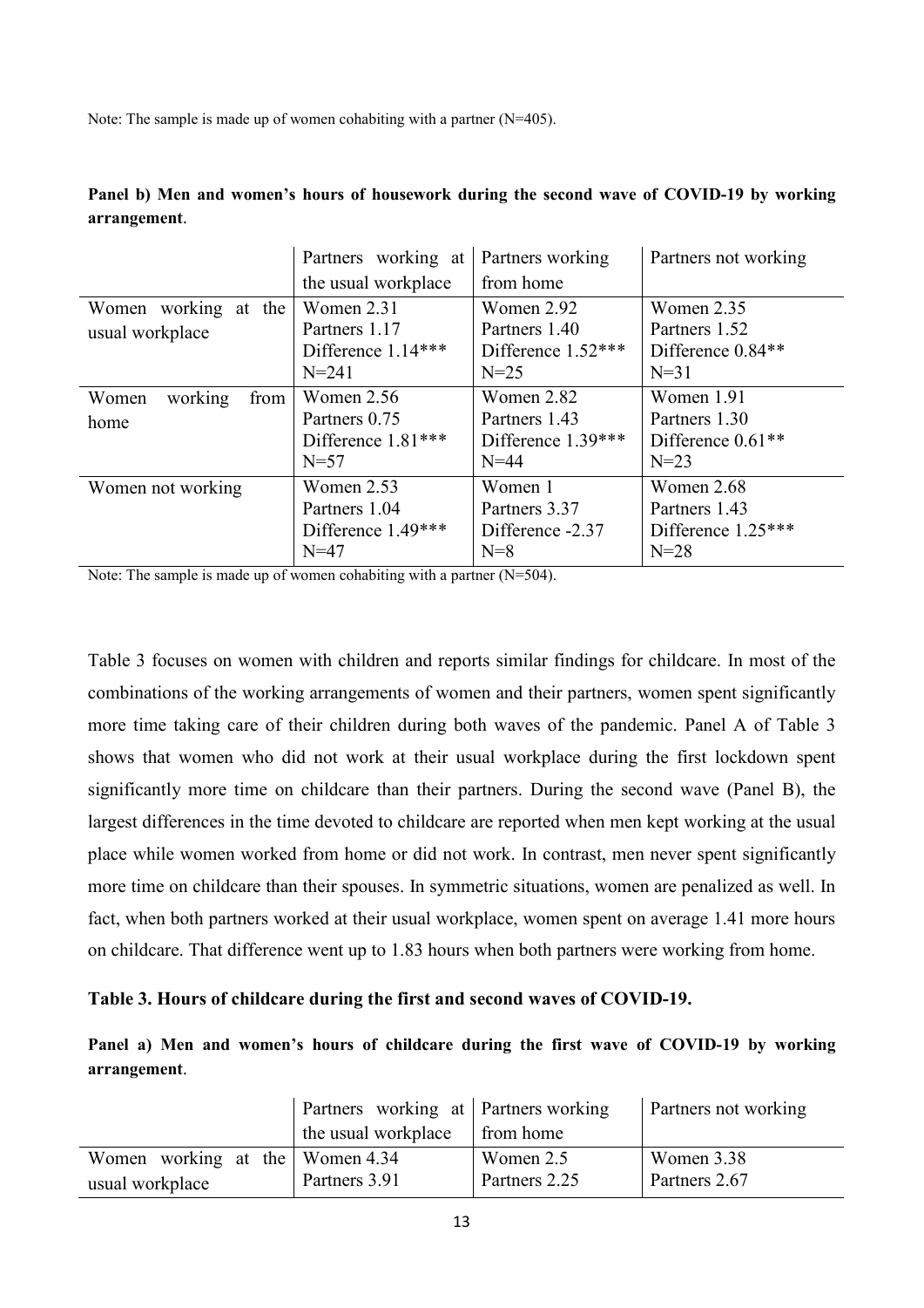Note: The sample is made up of women cohabiting with a partner (N=405).

**Panel b) Men and women's hours of housework during the second wave of COVID-19 by working arrangement**.

| | Partners working at the usual workplace | Partners working from home | Partners not working |
|---|---|---|---|
| Women working at the usual workplace | Women 2.31<br>Partners 1.17<br>Difference 1.14***<br>N=241 | Women 2.92<br>Partners 1.40<br>Difference 1.52***<br>N=25 | Women 2.35<br>Partners 1.52<br>Difference 0.84**<br>N=31 |
| Women working from home | Women 2.56<br>Partners 0.75<br>Difference 1.81***<br>N=57 | Women 2.82<br>Partners 1.43<br>Difference 1.39***<br>N=44 | Women 1.91<br>Partners 1.30<br>Difference 0.61**<br>N=23 |
| Women not working | Women 2.53<br>Partners 1.04<br>Difference 1.49***<br>N=47 | Women 1<br>Partners 3.37<br>Difference -2.37<br>N=8 | Women 2.68<br>Partners 1.43<br>Difference 1.25***<br>N=28 |

Note: The sample is made up of women cohabiting with a partner (N=504).

Table 3 focuses on women with children and reports similar findings for childcare. In most of the combinations of the working arrangements of women and their partners, women spent significantly more time taking care of their children during both waves of the pandemic. Panel A of Table 3 shows that women who did not work at their usual workplace during the first lockdown spent significantly more time on childcare than their partners. During the second wave (Panel B), the largest differences in the time devoted to childcare are reported when men kept working at the usual place while women worked from home or did not work. In contrast, men never spent significantly more time on childcare than their spouses. In symmetric situations, women are penalized as well. In fact, when both partners worked at their usual workplace, women spent on average 1.41 more hours on childcare. That difference went up to 1.83 hours when both partners were working from home.

**Table 3. Hours of childcare during the first and second waves of COVID-19.**

**Panel a) Men and women's hours of childcare during the first wave of COVID-19 by working arrangement**.

| | Partners working at the usual workplace | Partners working from home | Partners not working |
|---|---|---|---|
| Women working at the usual workplace | Women 4.34<br>Partners 3.91 | Women 2.5<br>Partners 2.25 | Women 3.38<br>Partners 2.67 |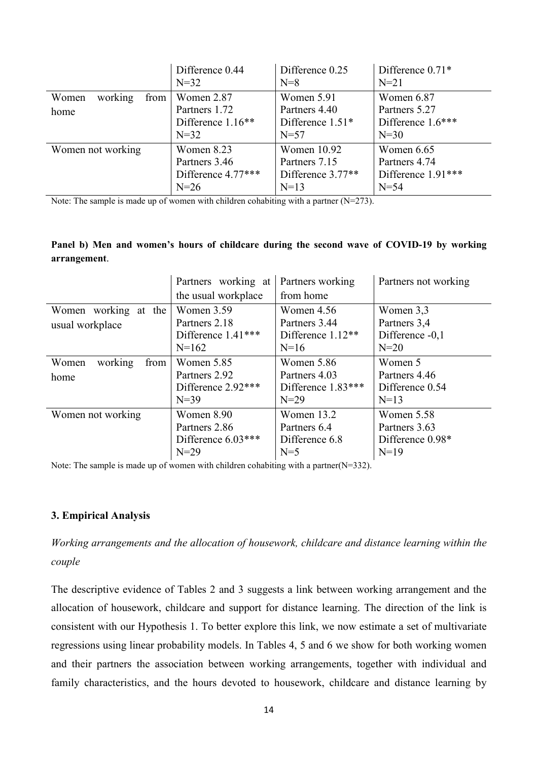| | Difference 0.44<br>N=32 | Difference 0.25<br>N=8 | Difference 0.71*<br>N=21 |
|---|---|---|---|
| Women working from home | Women 2.87<br>Partners 1.72<br>Difference 1.16**<br>N=32 | Women 5.91<br>Partners 4.40<br>Difference 1.51*<br>N=57 | Women 6.87<br>Partners 5.27<br>Difference 1.6***<br>N=30 |
| Women not working | Women 8.23<br>Partners 3.46<br>Difference 4.77***<br>N=26 | Women 10.92<br>Partners 7.15<br>Difference 3.77**<br>N=13 | Women 6.65<br>Partners 4.74<br>Difference 1.91***<br>N=54 |

Note: The sample is made up of women with children cohabiting with a partner (N=273).

**Panel b) Men and women's hours of childcare during the second wave of COVID-19 by working arrangement**.

| | Partners working at the usual workplace | Partners working from home | Partners not working |
|---|---|---|---|
| Women working at the usual workplace | Women 3.59<br>Partners 2.18<br>Difference 1.41***<br>N=162 | Women 4.56<br>Partners 3.44<br>Difference 1.12**<br>N=16 | Women 3,3<br>Partners 3,4<br>Difference -0,1<br>N=20 |
| Women working from home | Women 5.85<br>Partners 2.92<br>Difference 2.92***<br>N=39 | Women 5.86<br>Partners 4.03<br>Difference 1.83***<br>N=29 | Women 5<br>Partners 4.46<br>Difference 0.54<br>N=13 |
| Women not working | Women 8.90<br>Partners 2.86<br>Difference 6.03***<br>N=29 | Women 13.2<br>Partners 6.4<br>Difference 6.8<br>N=5 | Women 5.58<br>Partners 3.63<br>Difference 0.98*<br>N=19 |

Note: The sample is made up of women with children cohabiting with a partner(N=332).

### 3. Empirical Analysis

*Working arrangements and the allocation of housework, childcare and distance learning within the couple*

The descriptive evidence of Tables 2 and 3 suggests a link between working arrangement and the allocation of housework, childcare and support for distance learning. The direction of the link is consistent with our Hypothesis 1. To better explore this link, we now estimate a set of multivariate regressions using linear probability models. In Tables 4, 5 and 6 we show for both working women and their partners the association between working arrangements, together with individual and family characteristics, and the hours devoted to housework, childcare and distance learning by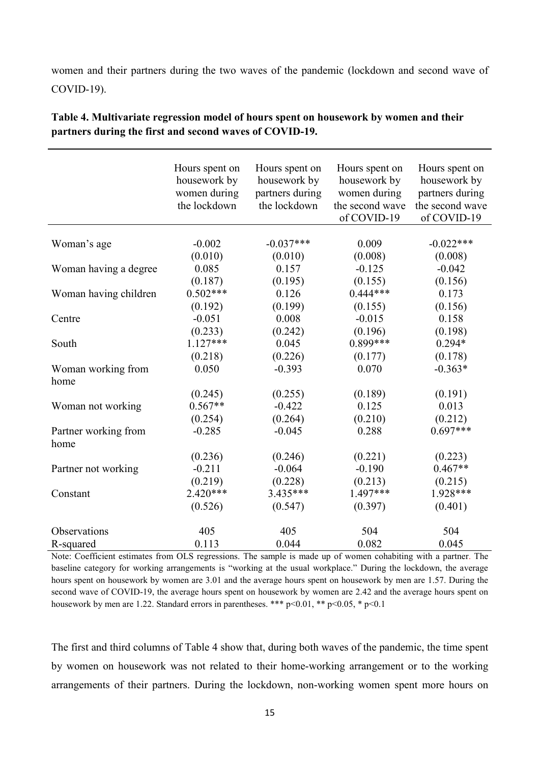women and their partners during the two waves of the pandemic (lockdown and second wave of COVID-19).

**Table 4. Multivariate regression model of hours spent on housework by women and their partners during the first and second waves of COVID-19.**

| | Hours spent on housework by women during the lockdown | Hours spent on housework by partners during the lockdown | Hours spent on housework by women during the second wave of COVID-19 | Hours spent on housework by partners during the second wave of COVID-19 |
|---|---|---|---|---|
| Woman's age | -0.002 | -0.037*** | 0.009 | -0.022*** |
| | (0.010) | (0.010) | (0.008) | (0.008) |
| Woman having a degree | 0.085 | 0.157 | -0.125 | -0.042 |
| | (0.187) | (0.195) | (0.155) | (0.156) |
| Woman having children | 0.502*** | 0.126 | 0.444*** | 0.173 |
| | (0.192) | (0.199) | (0.155) | (0.156) |
| Centre | -0.051 | 0.008 | -0.015 | 0.158 |
| | (0.233) | (0.242) | (0.196) | (0.198) |
| South | 1.127*** | 0.045 | 0.899*** | 0.294* |
| | (0.218) | (0.226) | (0.177) | (0.178) |
| Woman working from home | 0.050 | -0.393 | 0.070 | -0.363* |
| | (0.245) | (0.255) | (0.189) | (0.191) |
| Woman not working | 0.567** | -0.422 | 0.125 | 0.013 |
| | (0.254) | (0.264) | (0.210) | (0.212) |
| Partner working from home | -0.285 | -0.045 | 0.288 | 0.697*** |
| | (0.236) | (0.246) | (0.221) | (0.223) |
| Partner not working | -0.211 | -0.064 | -0.190 | 0.467** |
| | (0.219) | (0.228) | (0.213) | (0.215) |
| Constant | 2.420*** | 3.435*** | 1.497*** | 1.928*** |
| | (0.526) | (0.547) | (0.397) | (0.401) |
| Observations | 405 | 405 | 504 | 504 |
| R-squared | 0.113 | 0.044 | 0.082 | 0.045 |

Note: Coefficient estimates from OLS regressions. The sample is made up of women cohabiting with a partner. The baseline category for working arrangements is "working at the usual workplace." During the lockdown, the average hours spent on housework by women are 3.01 and the average hours spent on housework by men are 1.57. During the second wave of COVID-19, the average hours spent on housework by women are 2.42 and the average hours spent on housework by men are 1.22. Standard errors in parentheses. *** $p<0.01$, ** $p<0.05$, * $p<0.1$

The first and third columns of Table 4 show that, during both waves of the pandemic, the time spent by women on housework was not related to their home-working arrangement or to the working arrangements of their partners. During the lockdown, non-working women spent more hours on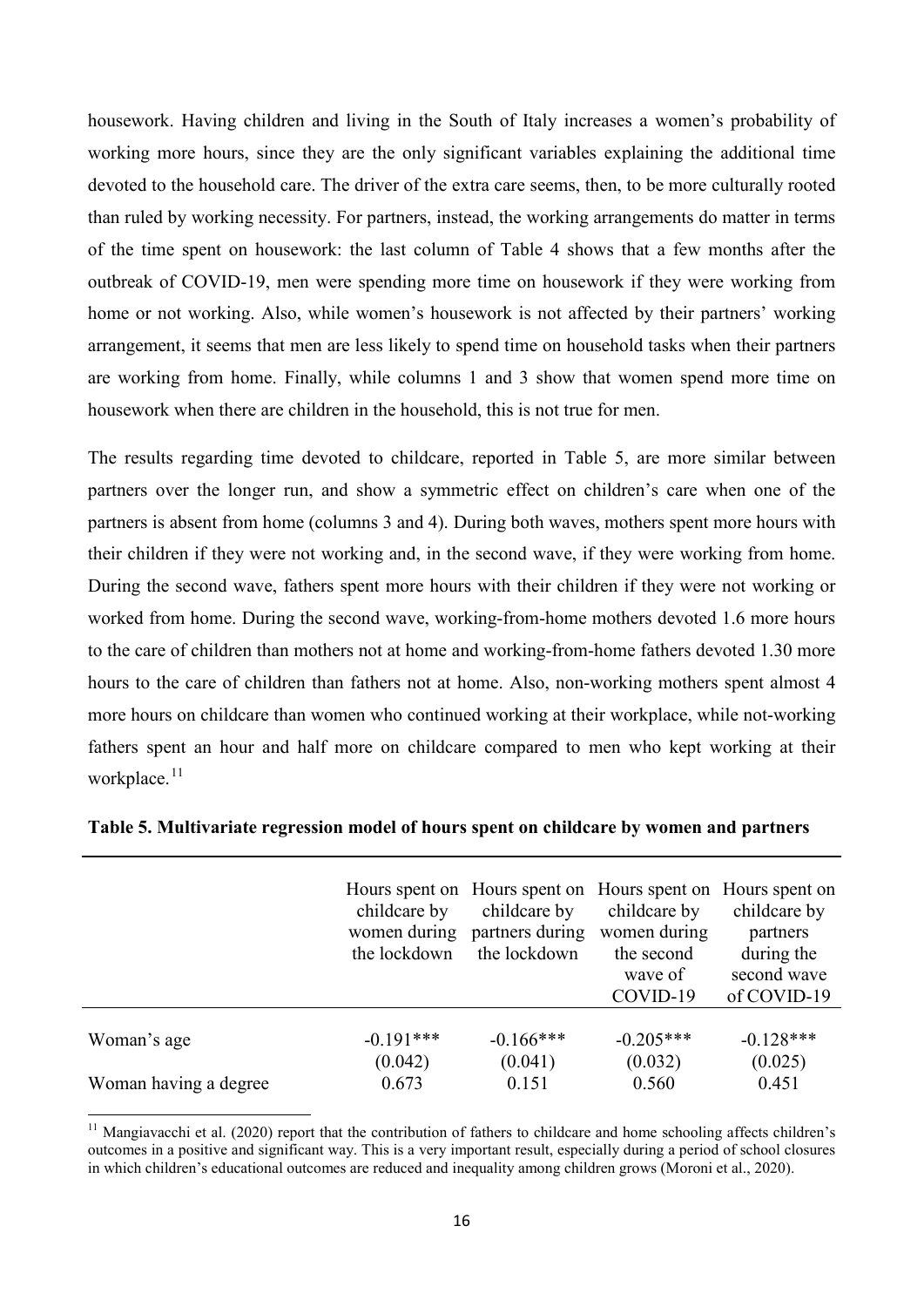housework. Having children and living in the South of Italy increases a women's probability of working more hours, since they are the only significant variables explaining the additional time devoted to the household care. The driver of the extra care seems, then, to be more culturally rooted than ruled by working necessity. For partners, instead, the working arrangements do matter in terms of the time spent on housework: the last column of Table 4 shows that a few months after the outbreak of COVID-19, men were spending more time on housework if they were working from home or not working. Also, while women's housework is not affected by their partners' working arrangement, it seems that men are less likely to spend time on household tasks when their partners are working from home. Finally, while columns 1 and 3 show that women spend more time on housework when there are children in the household, this is not true for men.

The results regarding time devoted to childcare, reported in Table 5, are more similar between partners over the longer run, and show a symmetric effect on children's care when one of the partners is absent from home (columns 3 and 4). During both waves, mothers spent more hours with their children if they were not working and, in the second wave, if they were working from home. During the second wave, fathers spent more hours with their children if they were not working or worked from home. During the second wave, working-from-home mothers devoted 1.6 more hours to the care of children than mothers not at home and working-from-home fathers devoted 1.30 more hours to the care of children than fathers not at home. Also, non-working mothers spent almost 4 more hours on childcare than women who continued working at their workplace, while not-working fathers spent an hour and half more on childcare compared to men who kept working at their workplace.[11]

**Table 5. Multivariate regression model of hours spent on childcare by women and partners**

| | Hours spent on childcare by women during the lockdown | Hours spent on childcare by partners during the lockdown | Hours spent on childcare by women during the second wave of COVID-19 | Hours spent on childcare by partners during the second wave of COVID-19 |
|---|---|---|---|---|
| Woman's age | -0.191*** | -0.166*** | -0.205*** | -0.128*** |
| | (0.042) | (0.041) | (0.032) | (0.025) |
| Woman having a degree | 0.673 | 0.151 | 0.560 | 0.451 |

[11] Mangiavacchi et al. (2020) report that the contribution of fathers to childcare and home schooling affects children's outcomes in a positive and significant way. This is a very important result, especially during a period of school closures in which children's educational outcomes are reduced and inequality among children grows (Moroni et al., 2020).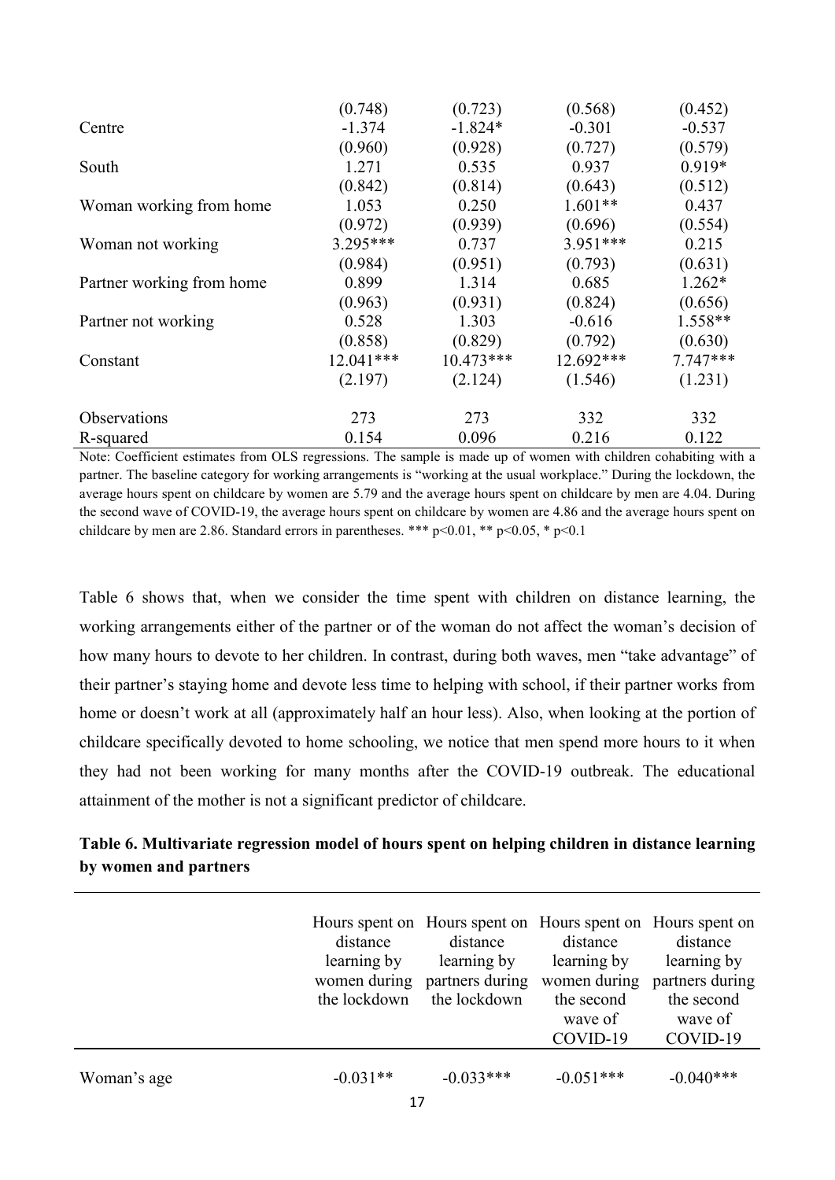| | | | | |
|---|---|---|---|---|
| | (0.748) | (0.723) | (0.568) | (0.452) |
| Centre | -1.374 | -1.824* | -0.301 | -0.537 |
| | (0.960) | (0.928) | (0.727) | (0.579) |
| South | 1.271 | 0.535 | 0.937 | 0.919* |
| | (0.842) | (0.814) | (0.643) | (0.512) |
| Woman working from home | 1.053 | 0.250 | 1.601** | 0.437 |
| | (0.972) | (0.939) | (0.696) | (0.554) |
| Woman not working | 3.295*** | 0.737 | 3.951*** | 0.215 |
| | (0.984) | (0.951) | (0.793) | (0.631) |
| Partner working from home | 0.899 | 1.314 | 0.685 | 1.262* |
| | (0.963) | (0.931) | (0.824) | (0.656) |
| Partner not working | 0.528 | 1.303 | -0.616 | 1.558** |
| | (0.858) | (0.829) | (0.792) | (0.630) |
| Constant | 12.041*** | 10.473*** | 12.692*** | 7.747*** |
| | (2.197) | (2.124) | (1.546) | (1.231) |
| Observations | 273 | 273 | 332 | 332 |
| R-squared | 0.154 | 0.096 | 0.216 | 0.122 |

Note: Coefficient estimates from OLS regressions. The sample is made up of women with children cohabiting with a partner. The baseline category for working arrangements is "working at the usual workplace." During the lockdown, the average hours spent on childcare by women are 5.79 and the average hours spent on childcare by men are 4.04. During the second wave of COVID-19, the average hours spent on childcare by women are 4.86 and the average hours spent on childcare by men are 2.86. Standard errors in parentheses. *** p<0.01, ** p<0.05, * p<0.1

Table 6 shows that, when we consider the time spent with children on distance learning, the working arrangements either of the partner or of the woman do not affect the woman's decision of how many hours to devote to her children. In contrast, during both waves, men "take advantage" of their partner's staying home and devote less time to helping with school, if their partner works from home or doesn't work at all (approximately half an hour less). Also, when looking at the portion of childcare specifically devoted to home schooling, we notice that men spend more hours to it when they had not been working for many months after the COVID-19 outbreak. The educational attainment of the mother is not a significant predictor of childcare.

**Table 6. Multivariate regression model of hours spent on helping children in distance learning by women and partners**

| | Hours spent on distance learning by women during the lockdown | Hours spent on distance learning by partners during the lockdown | Hours spent on distance learning by women during the second wave of COVID-19 | Hours spent on distance learning by partners during the second wave of COVID-19 |
|---|---|---|---|---|
| Woman's age | -0.031** | -0.033*** | -0.051*** | -0.040*** |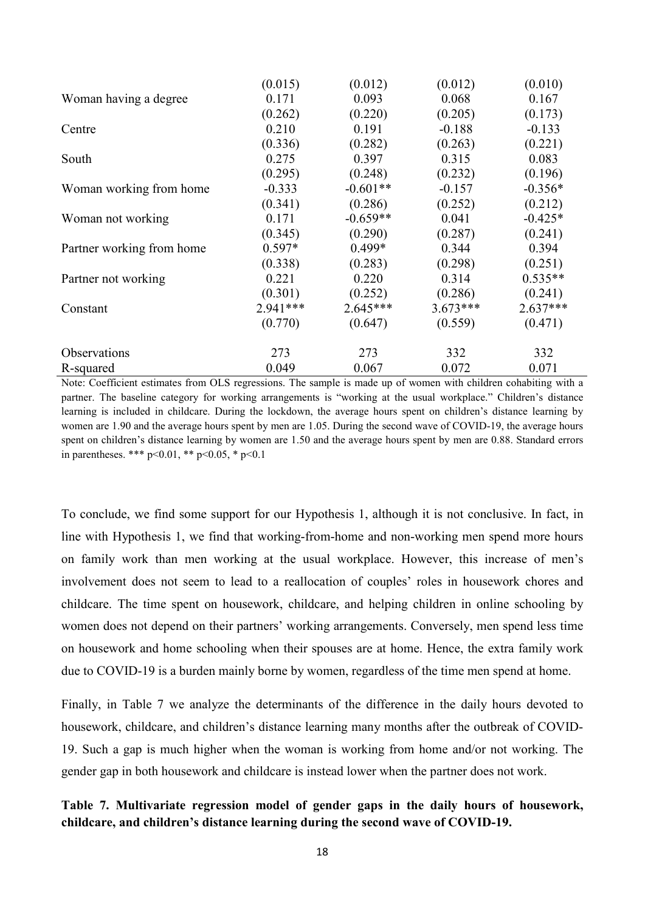| | | | | |
|---|---|---|---|---|
| | (0.015) | (0.012) | (0.012) | (0.010) |
| Woman having a degree | 0.171 | 0.093 | 0.068 | 0.167 |
| | (0.262) | (0.220) | (0.205) | (0.173) |
| Centre | 0.210 | 0.191 | -0.188 | -0.133 |
| | (0.336) | (0.282) | (0.263) | (0.221) |
| South | 0.275 | 0.397 | 0.315 | 0.083 |
| | (0.295) | (0.248) | (0.232) | (0.196) |
| Woman working from home | -0.333 | -0.601** | -0.157 | -0.356* |
| | (0.341) | (0.286) | (0.252) | (0.212) |
| Woman not working | 0.171 | -0.659** | 0.041 | -0.425* |
| | (0.345) | (0.290) | (0.287) | (0.241) |
| Partner working from home | 0.597* | 0.499* | 0.344 | 0.394 |
| | (0.338) | (0.283) | (0.298) | (0.251) |
| Partner not working | 0.221 | 0.220 | 0.314 | 0.535** |
| | (0.301) | (0.252) | (0.286) | (0.241) |
| Constant | 2.941*** | 2.645*** | 3.673*** | 2.637*** |
| | (0.770) | (0.647) | (0.559) | (0.471) |
| Observations | 273 | 273 | 332 | 332 |
| R-squared | 0.049 | 0.067 | 0.072 | 0.071 |

Note: Coefficient estimates from OLS regressions. The sample is made up of women with children cohabiting with a partner. The baseline category for working arrangements is "working at the usual workplace." Children's distance learning is included in childcare. During the lockdown, the average hours spent on children's distance learning by women are 1.90 and the average hours spent by men are 1.05. During the second wave of COVID-19, the average hours spent on children's distance learning by women are 1.50 and the average hours spent by men are 0.88. Standard errors in parentheses. *** p<0.01, ** p<0.05, * p<0.1

To conclude, we find some support for our Hypothesis 1, although it is not conclusive. In fact, in line with Hypothesis 1, we find that working-from-home and non-working men spend more hours on family work than men working at the usual workplace. However, this increase of men's involvement does not seem to lead to a reallocation of couples' roles in housework chores and childcare. The time spent on housework, childcare, and helping children in online schooling by women does not depend on their partners' working arrangements. Conversely, men spend less time on housework and home schooling when their spouses are at home. Hence, the extra family work due to COVID-19 is a burden mainly borne by women, regardless of the time men spend at home.

Finally, in Table 7 we analyze the determinants of the difference in the daily hours devoted to housework, childcare, and children's distance learning many months after the outbreak of COVID-19. Such a gap is much higher when the woman is working from home and/or not working. The gender gap in both housework and childcare is instead lower when the partner does not work.

**Table 7. Multivariate regression model of gender gaps in the daily hours of housework, childcare, and children's distance learning during the second wave of COVID-19.**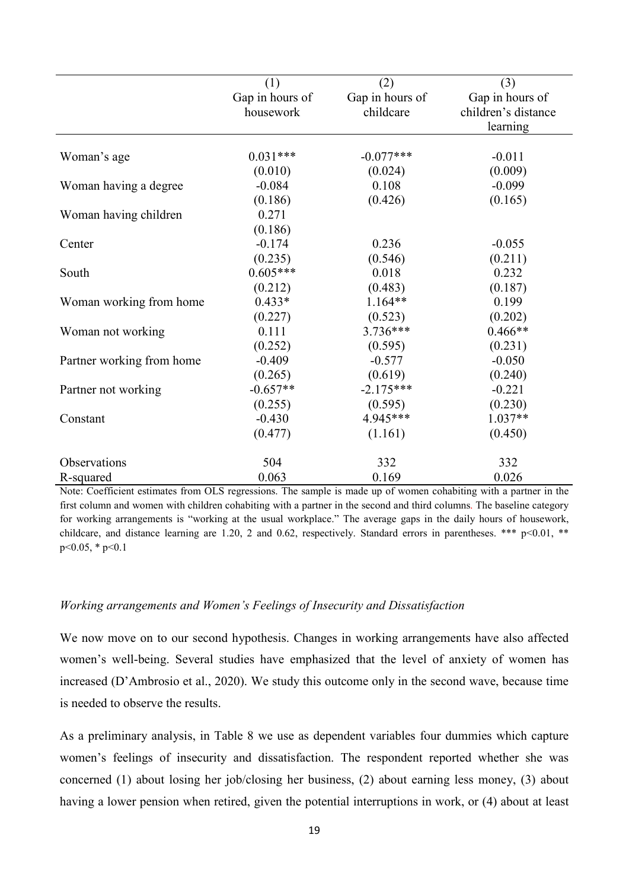| | (1) | (2) | (3) |
|---|---|---|---|
| | Gap in hours of housework | Gap in hours of childcare | Gap in hours of children's distance learning |
| Woman's age | 0.031*** | -0.077*** | -0.011 |
| | (0.010) | (0.024) | (0.009) |
| Woman having a degree | -0.084 | 0.108 | -0.099 |
| | (0.186) | (0.426) | (0.165) |
| Woman having children | 0.271 | | |
| | (0.186) | | |
| Center | -0.174 | 0.236 | -0.055 |
| | (0.235) | (0.546) | (0.211) |
| South | 0.605*** | 0.018 | 0.232 |
| | (0.212) | (0.483) | (0.187) |
| Woman working from home | 0.433* | 1.164** | 0.199 |
| | (0.227) | (0.523) | (0.202) |
| Woman not working | 0.111 | 3.736*** | 0.466** |
| | (0.252) | (0.595) | (0.231) |
| Partner working from home | -0.409 | -0.577 | -0.050 |
| | (0.265) | (0.619) | (0.240) |
| Partner not working | -0.657** | -2.175*** | -0.221 |
| | (0.255) | (0.595) | (0.230) |
| Constant | -0.430 | 4.945*** | 1.037** |
| | (0.477) | (1.161) | (0.450) |
| Observations | 504 | 332 | 332 |
| R-squared | 0.063 | 0.169 | 0.026 |

Note: Coefficient estimates from OLS regressions. The sample is made up of women cohabiting with a partner in the first column and women with children cohabiting with a partner in the second and third columns. The baseline category for working arrangements is "working at the usual workplace." The average gaps in the daily hours of housework, childcare, and distance learning are 1.20, 2 and 0.62, respectively. Standard errors in parentheses. *** $p<0.01$, ** $p<0.05$, * $p<0.1$

*Working arrangements and Women's Feelings of Insecurity and Dissatisfaction*

We now move on to our second hypothesis. Changes in working arrangements have also affected women's well-being. Several studies have emphasized that the level of anxiety of women has increased (D'Ambrosio et al., 2020). We study this outcome only in the second wave, because time is needed to observe the results.

As a preliminary analysis, in Table 8 we use as dependent variables four dummies which capture women's feelings of insecurity and dissatisfaction. The respondent reported whether she was concerned (1) about losing her job/closing her business, (2) about earning less money, (3) about having a lower pension when retired, given the potential interruptions in work, or (4) about at least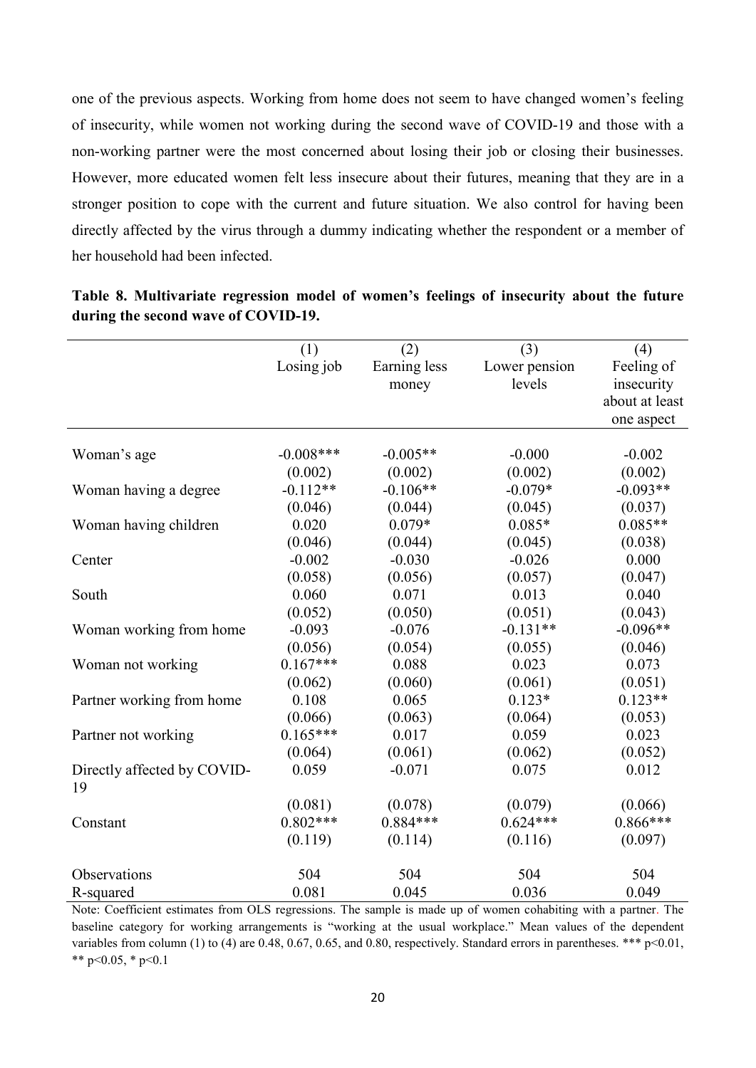one of the previous aspects. Working from home does not seem to have changed women's feeling of insecurity, while women not working during the second wave of COVID-19 and those with a non-working partner were the most concerned about losing their job or closing their businesses. However, more educated women felt less insecure about their futures, meaning that they are in a stronger position to cope with the current and future situation. We also control for having been directly affected by the virus through a dummy indicating whether the respondent or a member of her household had been infected.

**Table 8. Multivariate regression model of women's feelings of insecurity about the future during the second wave of COVID-19.**

| | (1) Losing job | (2) Earning less money | (3) Lower pension levels | (4) Feeling of insecurity about at least one aspect |
|---|---|---|---|---|
| Woman's age | -0.008*** | -0.005** | -0.000 | -0.002 |
| | (0.002) | (0.002) | (0.002) | (0.002) |
| Woman having a degree | -0.112** | -0.106** | -0.079* | -0.093** |
| | (0.046) | (0.044) | (0.045) | (0.037) |
| Woman having children | 0.020 | 0.079* | 0.085* | 0.085** |
| | (0.046) | (0.044) | (0.045) | (0.038) |
| Center | -0.002 | -0.030 | -0.026 | 0.000 |
| | (0.058) | (0.056) | (0.057) | (0.047) |
| South | 0.060 | 0.071 | 0.013 | 0.040 |
| | (0.052) | (0.050) | (0.051) | (0.043) |
| Woman working from home | -0.093 | -0.076 | -0.131** | -0.096** |
| | (0.056) | (0.054) | (0.055) | (0.046) |
| Woman not working | 0.167*** | 0.088 | 0.023 | 0.073 |
| | (0.062) | (0.060) | (0.061) | (0.051) |
| Partner working from home | 0.108 | 0.065 | 0.123* | 0.123** |
| | (0.066) | (0.063) | (0.064) | (0.053) |
| Partner not working | 0.165*** | 0.017 | 0.059 | 0.023 |
| | (0.064) | (0.061) | (0.062) | (0.052) |
| Directly affected by COVID-19 | 0.059 | -0.071 | 0.075 | 0.012 |
| | (0.081) | (0.078) | (0.079) | (0.066) |
| Constant | 0.802*** | 0.884*** | 0.624*** | 0.866*** |
| | (0.119) | (0.114) | (0.116) | (0.097) |
| Observations | 504 | 504 | 504 | 504 |
| R-squared | 0.081 | 0.045 | 0.036 | 0.049 |

Note: Coefficient estimates from OLS regressions. The sample is made up of women cohabiting with a partner. The baseline category for working arrangements is "working at the usual workplace." Mean values of the dependent variables from column (1) to (4) are 0.48, 0.67, 0.65, and 0.80, respectively. Standard errors in parentheses. *** p<0.01, ** p<0.05, * p<0.1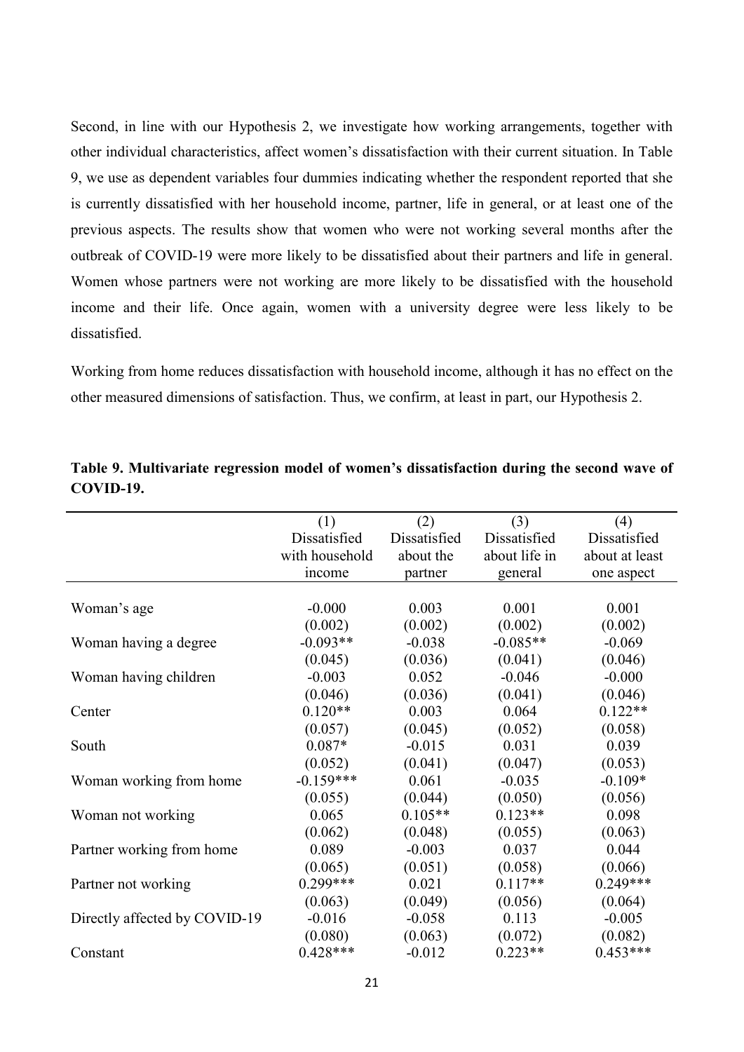Second, in line with our Hypothesis 2, we investigate how working arrangements, together with other individual characteristics, affect women's dissatisfaction with their current situation. In Table 9, we use as dependent variables four dummies indicating whether the respondent reported that she is currently dissatisfied with her household income, partner, life in general, or at least one of the previous aspects. The results show that women who were not working several months after the outbreak of COVID-19 were more likely to be dissatisfied about their partners and life in general. Women whose partners were not working are more likely to be dissatisfied with the household income and their life. Once again, women with a university degree were less likely to be dissatisfied.

Working from home reduces dissatisfaction with household income, although it has no effect on the other measured dimensions of satisfaction. Thus, we confirm, at least in part, our Hypothesis 2.

**Table 9. Multivariate regression model of women's dissatisfaction during the second wave of COVID-19.**

| | (1) Dissatisfied with household income | (2) Dissatisfied about the partner | (3) Dissatisfied about life in general | (4) Dissatisfied about at least one aspect |
|---|---|---|---|---|
| Woman's age | -0.000 | 0.003 | 0.001 | 0.001 |
| | (0.002) | (0.002) | (0.002) | (0.002) |
| Woman having a degree | -0.093** | -0.038 | -0.085** | -0.069 |
| | (0.045) | (0.036) | (0.041) | (0.046) |
| Woman having children | -0.003 | 0.052 | -0.046 | -0.000 |
| | (0.046) | (0.036) | (0.041) | (0.046) |
| Center | 0.120** | 0.003 | 0.064 | 0.122** |
| | (0.057) | (0.045) | (0.052) | (0.058) |
| South | 0.087* | -0.015 | 0.031 | 0.039 |
| | (0.052) | (0.041) | (0.047) | (0.053) |
| Woman working from home | -0.159*** | 0.061 | -0.035 | -0.109* |
| | (0.055) | (0.044) | (0.050) | (0.056) |
| Woman not working | 0.065 | 0.105** | 0.123** | 0.098 |
| | (0.062) | (0.048) | (0.055) | (0.063) |
| Partner working from home | 0.089 | -0.003 | 0.037 | 0.044 |
| | (0.065) | (0.051) | (0.058) | (0.066) |
| Partner not working | 0.299*** | 0.021 | 0.117** | 0.249*** |
| | (0.063) | (0.049) | (0.056) | (0.064) |
| Directly affected by COVID-19 | -0.016 | -0.058 | 0.113 | -0.005 |
| | (0.080) | (0.063) | (0.072) | (0.082) |
| Constant | 0.428*** | -0.012 | 0.223** | 0.453*** |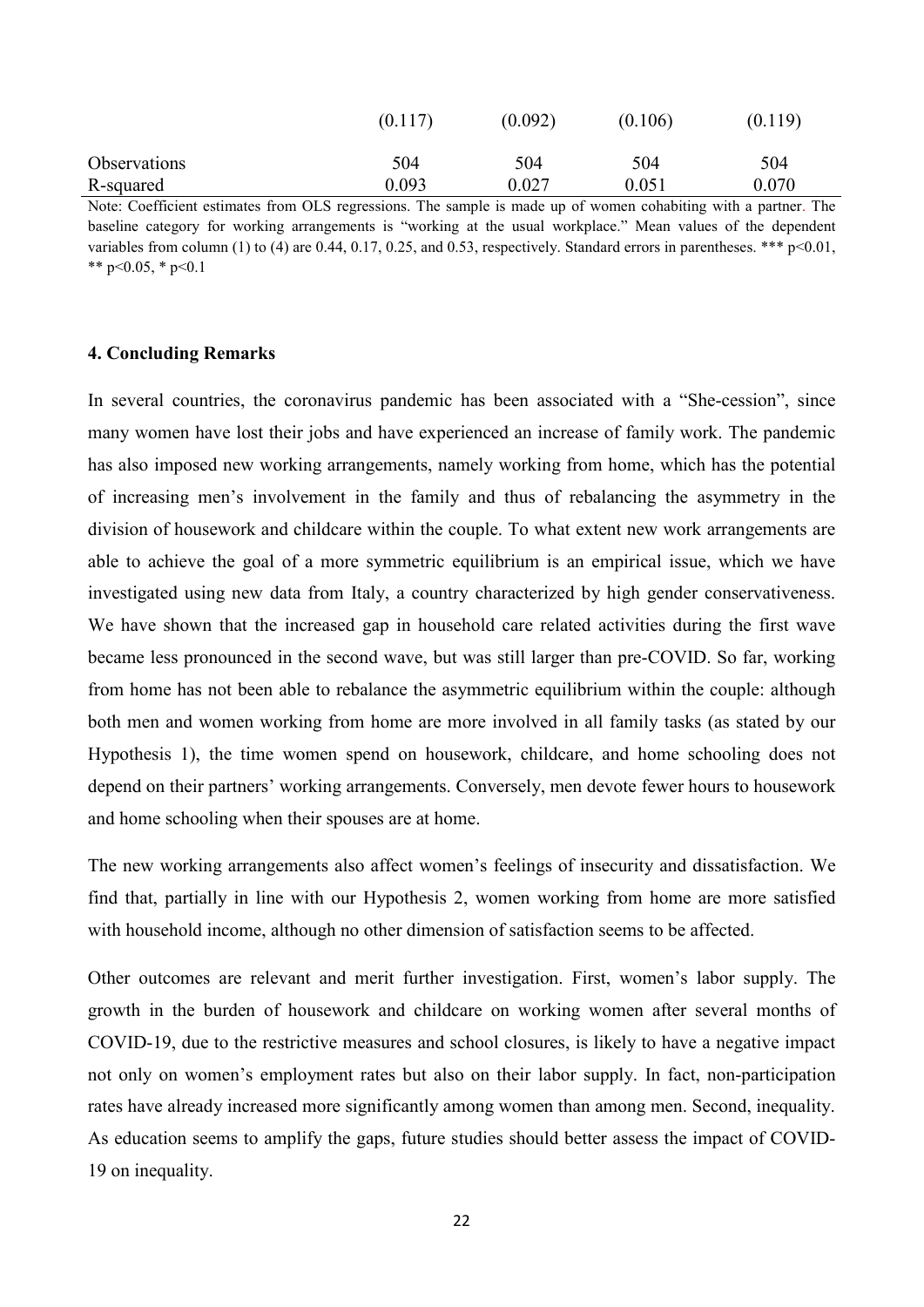|  | (0.117) | (0.092) | (0.106) | (0.119) |
|---|---|---|---|---|
| Observations | 504 | 504 | 504 | 504 |
| R-squared | 0.093 | 0.027 | 0.051 | 0.070 |

Note: Coefficient estimates from OLS regressions. The sample is made up of women cohabiting with a partner. The baseline category for working arrangements is "working at the usual workplace." Mean values of the dependent variables from column (1) to (4) are 0.44, 0.17, 0.25, and 0.53, respectively. Standard errors in parentheses. *** p<0.01, ** p<0.05, * p<0.1

## 4. Concluding Remarks

In several countries, the coronavirus pandemic has been associated with a "She-cession", since many women have lost their jobs and have experienced an increase of family work. The pandemic has also imposed new working arrangements, namely working from home, which has the potential of increasing men's involvement in the family and thus of rebalancing the asymmetry in the division of housework and childcare within the couple. To what extent new work arrangements are able to achieve the goal of a more symmetric equilibrium is an empirical issue, which we have investigated using new data from Italy, a country characterized by high gender conservativeness. We have shown that the increased gap in household care related activities during the first wave became less pronounced in the second wave, but was still larger than pre-COVID. So far, working from home has not been able to rebalance the asymmetric equilibrium within the couple: although both men and women working from home are more involved in all family tasks (as stated by our Hypothesis 1), the time women spend on housework, childcare, and home schooling does not depend on their partners' working arrangements. Conversely, men devote fewer hours to housework and home schooling when their spouses are at home.

The new working arrangements also affect women's feelings of insecurity and dissatisfaction. We find that, partially in line with our Hypothesis 2, women working from home are more satisfied with household income, although no other dimension of satisfaction seems to be affected.

Other outcomes are relevant and merit further investigation. First, women's labor supply. The growth in the burden of housework and childcare on working women after several months of COVID-19, due to the restrictive measures and school closures, is likely to have a negative impact not only on women's employment rates but also on their labor supply. In fact, non-participation rates have already increased more significantly among women than among men. Second, inequality. As education seems to amplify the gaps, future studies should better assess the impact of COVID-19 on inequality.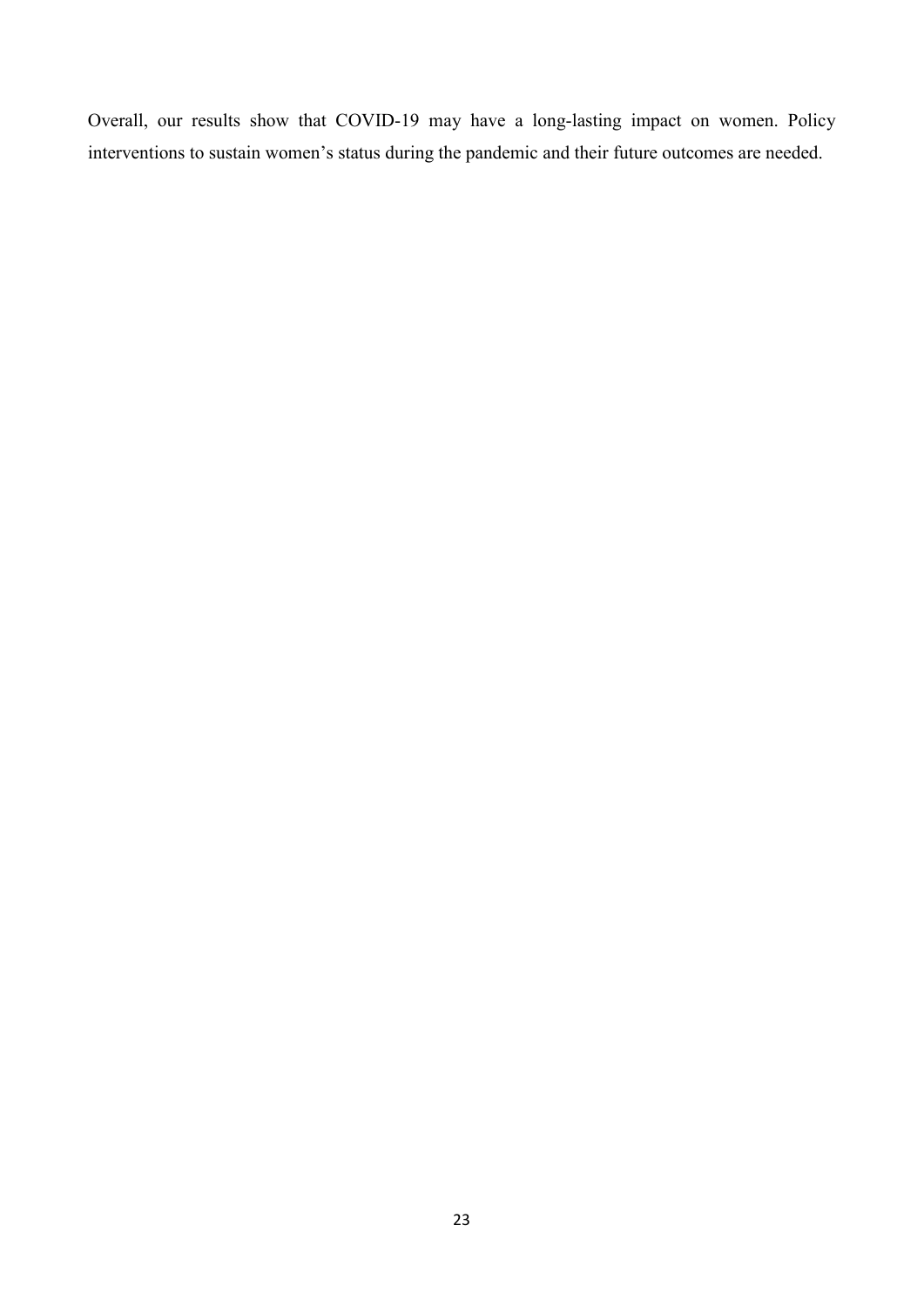Overall, our results show that COVID-19 may have a long-lasting impact on women. Policy interventions to sustain women’s status during the pandemic and their future outcomes are needed.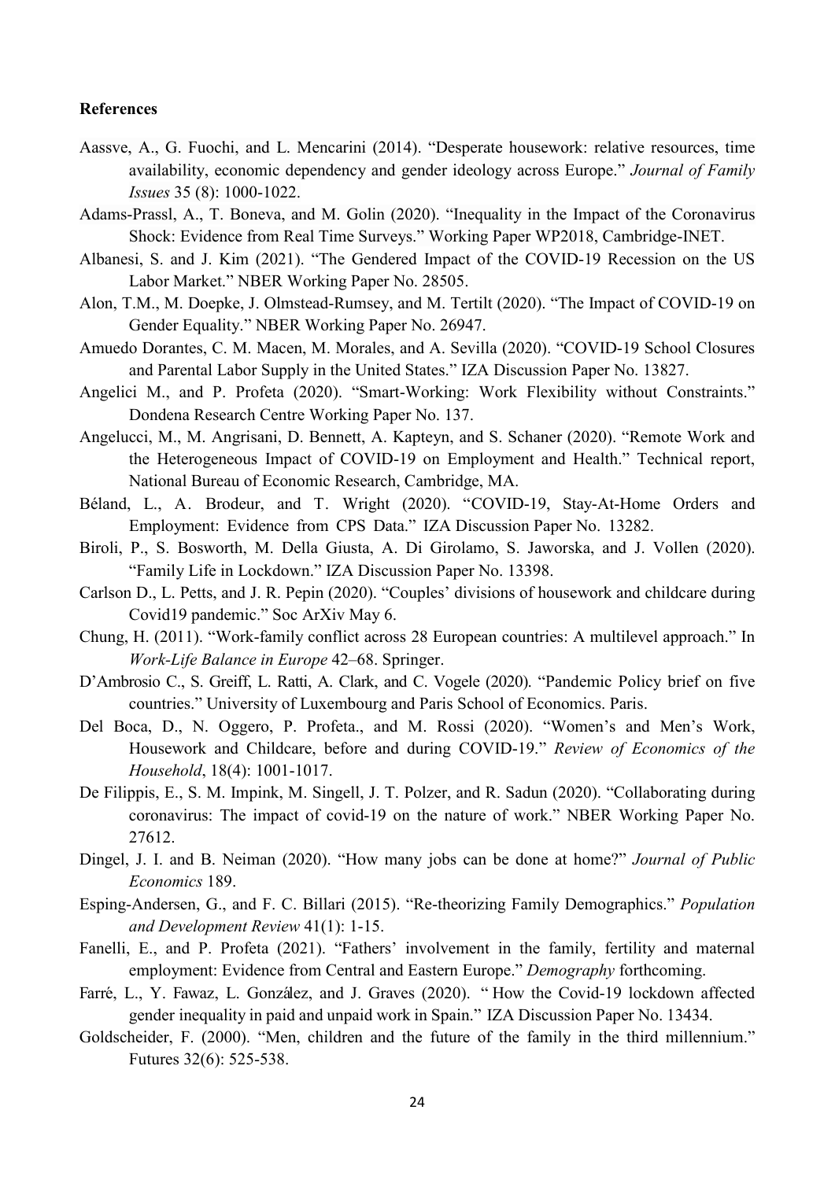**References**

Aassve, A., G. Fuochi, and L. Mencarini (2014). "Desperate housework: relative resources, time availability, economic dependency and gender ideology across Europe." *Journal of Family Issues* 35 (8): 1000-1022.

Adams-Prassl, A., T. Boneva, and M. Golin (2020). "Inequality in the Impact of the Coronavirus Shock: Evidence from Real Time Surveys." Working Paper WP2018, Cambridge-INET.

Albanesi, S. and J. Kim (2021). "The Gendered Impact of the COVID-19 Recession on the US Labor Market." NBER Working Paper No. 28505.

Alon, T.M., M. Doepke, J. Olmstead-Rumsey, and M. Tertilt (2020). "The Impact of COVID-19 on Gender Equality." NBER Working Paper No. 26947.

Amuedo Dorantes, C. M. Macen, M. Morales, and A. Sevilla (2020). "COVID-19 School Closures and Parental Labor Supply in the United States." IZA Discussion Paper No. 13827.

Angelici M., and P. Profeta (2020). "Smart-Working: Work Flexibility without Constraints." Dondena Research Centre Working Paper No. 137.

Angelucci, M., M. Angrisani, D. Bennett, A. Kapteyn, and S. Schaner (2020). "Remote Work and the Heterogeneous Impact of COVID-19 on Employment and Health." Technical report, National Bureau of Economic Research, Cambridge, MA.

Béland, L., A. Brodeur, and T. Wright (2020). "COVID-19, Stay-At-Home Orders and Employment: Evidence from CPS Data." IZA Discussion Paper No. 13282.

Biroli, P., S. Bosworth, M. Della Giusta, A. Di Girolamo, S. Jaworska, and J. Vollen (2020). "Family Life in Lockdown." IZA Discussion Paper No. 13398.

Carlson D., L. Petts, and J. R. Pepin (2020). "Couples' divisions of housework and childcare during Covid19 pandemic." Soc ArXiv May 6.

Chung, H. (2011). "Work-family conflict across 28 European countries: A multilevel approach." In *Work-Life Balance in Europe* 42–68. Springer.

D'Ambrosio C., S. Greiff, L. Ratti, A. Clark, and C. Vogele (2020). "Pandemic Policy brief on five countries." University of Luxembourg and Paris School of Economics. Paris.

Del Boca, D., N. Oggero, P. Profeta., and M. Rossi (2020). "Women's and Men's Work, Housework and Childcare, before and during COVID-19." *Review of Economics of the Household*, 18(4): 1001-1017.

De Filippis, E., S. M. Impink, M. Singell, J. T. Polzer, and R. Sadun (2020). "Collaborating during coronavirus: The impact of covid-19 on the nature of work." NBER Working Paper No. 27612.

Dingel, J. I. and B. Neiman (2020). "How many jobs can be done at home?" *Journal of Public Economics* 189.

Esping-Andersen, G., and F. C. Billari (2015). "Re-theorizing Family Demographics." *Population and Development Review* 41(1): 1-15.

Fanelli, E., and P. Profeta (2021). "Fathers' involvement in the family, fertility and maternal employment: Evidence from Central and Eastern Europe." *Demography* forthcoming.

Farré, L., Y. Fawaz, L. González, and J. Graves (2020). " How the Covid-19 lockdown affected gender inequality in paid and unpaid work in Spain." IZA Discussion Paper No. 13434.

Goldscheider, F. (2000). "Men, children and the future of the family in the third millennium." Futures 32(6): 525-538.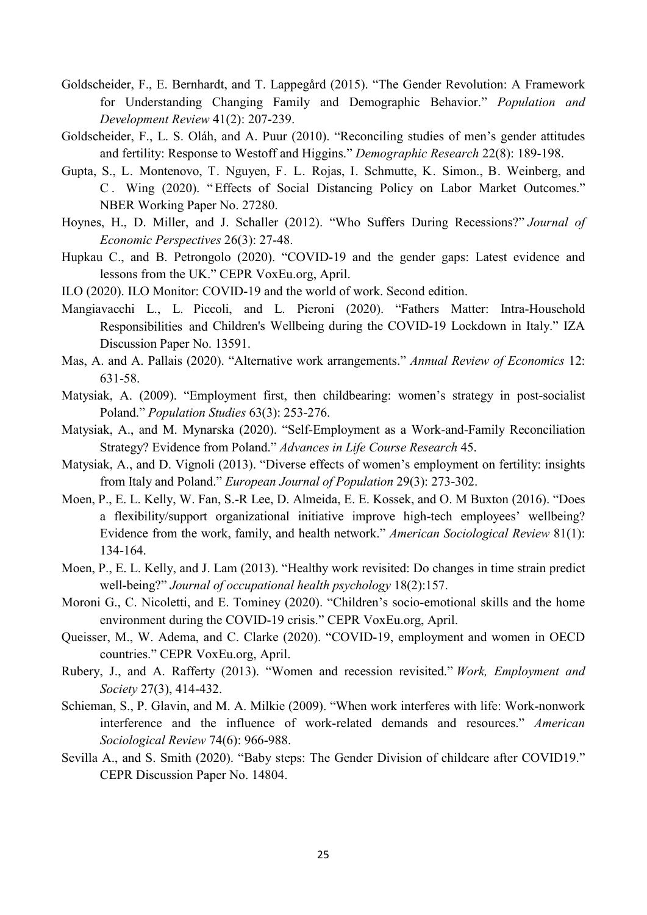Goldscheider, F., E. Bernhardt, and T. Lappegård (2015). "The Gender Revolution: A Framework for Understanding Changing Family and Demographic Behavior." *Population and Development Review* 41(2): 207-239.

Goldscheider, F., L. S. Oláh, and A. Puur (2010). "Reconciling studies of men's gender attitudes and fertility: Response to Westoff and Higgins." *Demographic Research* 22(8): 189-198.

Gupta, S., L. Montenovo, T. Nguyen, F. L. Rojas, I. Schmutte, K. Simon., B. Weinberg, and C. Wing (2020). "Effects of Social Distancing Policy on Labor Market Outcomes." NBER Working Paper No. 27280.

Hoynes, H., D. Miller, and J. Schaller (2012). "Who Suffers During Recessions?" *Journal of Economic Perspectives* 26(3): 27-48.

Hupkau C., and B. Petrongolo (2020). "COVID-19 and the gender gaps: Latest evidence and lessons from the UK." CEPR VoxEu.org, April.

ILO (2020). ILO Monitor: COVID-19 and the world of work. Second edition.

Mangiavacchi L., L. Piccoli, and L. Pieroni (2020). "Fathers Matter: Intra-Household Responsibilities and Children's Wellbeing during the COVID-19 Lockdown in Italy." IZA Discussion Paper No. 13591.

Mas, A. and A. Pallais (2020). "Alternative work arrangements." *Annual Review of Economics* 12: 631-58.

Matysiak, A. (2009). "Employment first, then childbearing: women's strategy in post-socialist Poland." *Population Studies* 63(3): 253-276.

Matysiak, A., and M. Mynarska (2020). "Self-Employment as a Work-and-Family Reconciliation Strategy? Evidence from Poland." *Advances in Life Course Research* 45.

Matysiak, A., and D. Vignoli (2013). "Diverse effects of women's employment on fertility: insights from Italy and Poland." *European Journal of Population* 29(3): 273-302.

Moen, P., E. L. Kelly, W. Fan, S.-R Lee, D. Almeida, E. E. Kossek, and O. M Buxton (2016). "Does a flexibility/support organizational initiative improve high-tech employees' wellbeing? Evidence from the work, family, and health network." *American Sociological Review* 81(1): 134-164.

Moen, P., E. L. Kelly, and J. Lam (2013). "Healthy work revisited: Do changes in time strain predict well-being?" *Journal of occupational health psychology* 18(2):157.

Moroni G., C. Nicoletti, and E. Tominey (2020). "Children's socio-emotional skills and the home environment during the COVID-19 crisis." CEPR VoxEu.org, April.

Queisser, M., W. Adema, and C. Clarke (2020). "COVID-19, employment and women in OECD countries." CEPR VoxEu.org, April.

Rubery, J., and A. Rafferty (2013). "Women and recession revisited." *Work, Employment and Society* 27(3), 414-432.

Schieman, S., P. Glavin, and M. A. Milkie (2009). "When work interferes with life: Work-nonwork interference and the influence of work-related demands and resources." *American Sociological Review* 74(6): 966-988.

Sevilla A., and S. Smith (2020). "Baby steps: The Gender Division of childcare after COVID19." CEPR Discussion Paper No. 14804.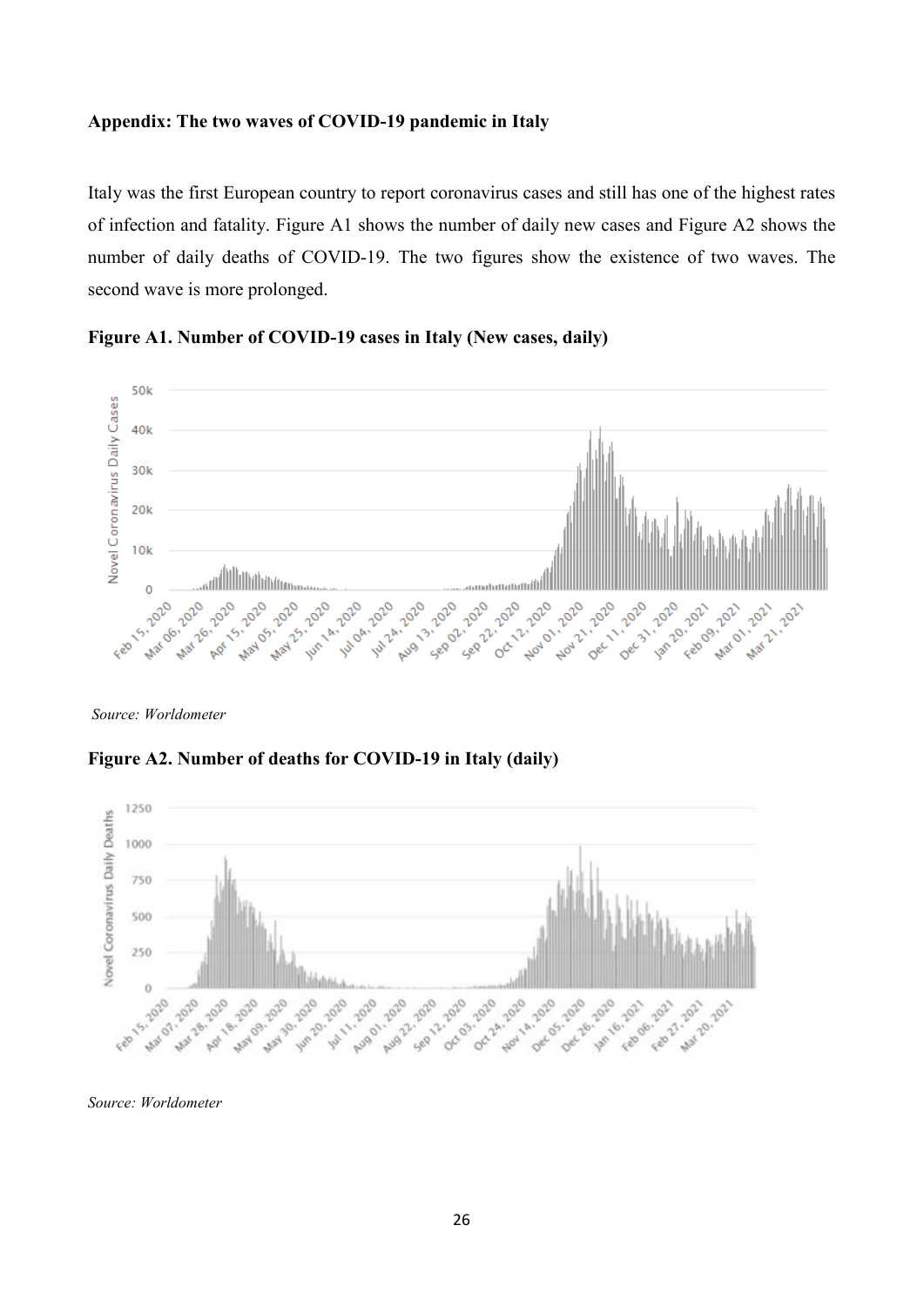**Appendix: The two waves of COVID-19 pandemic in Italy**

Italy was the first European country to report coronavirus cases and still has one of the highest rates of infection and fatality. Figure A1 shows the number of daily new cases and Figure A2 shows the number of daily deaths of COVID-19. The two figures show the existence of two waves. The second wave is more prolonged.

**Figure A1. Number of COVID-19 cases in Italy (New cases, daily)**

Novel Coronavirus Daily Cases

50k
40k
30k
20k
10k
0

Feb 15, 2020
Mar 06, 2020
Mar 26, 2020
Apr 15, 2020
May 05, 2020
May 25, 2020
Jun 14, 2020
Jul 04, 2020
Jul 24, 2020
Aug 13, 2020
Sep 02, 2020
Sep 22, 2020
Oct 12, 2020
Nov 01, 2020
Nov 21, 2020
Dec 11, 2020
Dec 31, 2020
Jan 20, 2021
Feb 09, 2021
Mar 01, 2021
Mar 21, 2021

*Source: Worldometer*

**Figure A2. Number of deaths for COVID-19 in Italy (daily)**

Novel Coronavirus Daily Deaths

1250
1000
750
500
250
0

Feb 15, 2020
Mar 07, 2020
Mar 28, 2020
Apr 18, 2020
May 09, 2020
May 30, 2020
Jun 20, 2020
Jul 11, 2020
Aug 01, 2020
Aug 22, 2020
Sep 12, 2020
Oct 03, 2020
Oct 24, 2020
Nov 14, 2020
Dec 05, 2020
Dec 26, 2020
Jan 16, 2021
Feb 06, 2021
Feb 27, 2021
Mar 20, 2021

*Source: Worldometer*